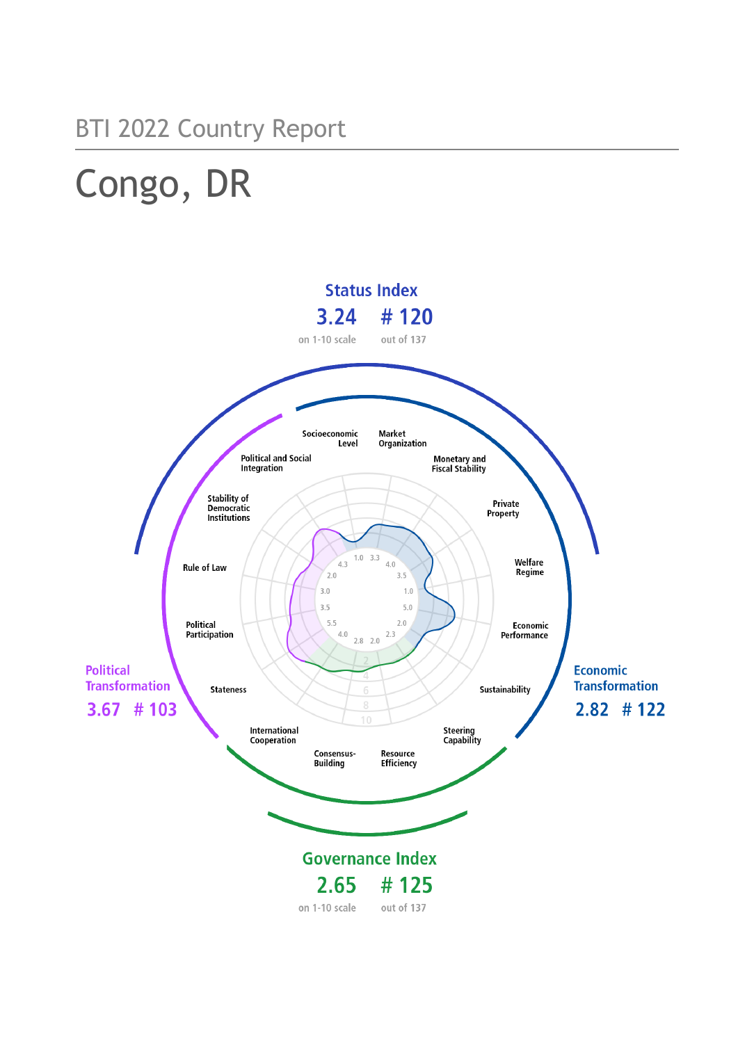BTI 2022 Country Report

# Congo, DR

**Status Index**

3.24 — # 120

on 1-10 scale — out of 137

**Political Transformation**

3.67 — # 103

**Economic Transformation**

2.82 — # 122

**Governance Index**

2.65 — # 125

on 1-10 scale — out of 137

| Criterion | Score |
|---|---|
| Stateness | 4.3 |
| Political Participation | 2.0 |
| Rule of Law | 3.0 |
| Stability of Democratic Institutions | 3.5 |
| Political and Social Integration | 5.5 |
| Socioeconomic Level | 1.0 |
| Market Organization | 3.3 |
| Monetary and Fiscal Stability | 4.0 |
| Private Property | 3.5 |
| Welfare Regime | 1.0 |
| Economic Performance | 5.0 |
| Sustainability | 2.0 |
| Steering Capability | 2.3 |
| Resource Efficiency | 2.0 |
| Consensus-Building | 2.8 |
| International Cooperation | 4.0 |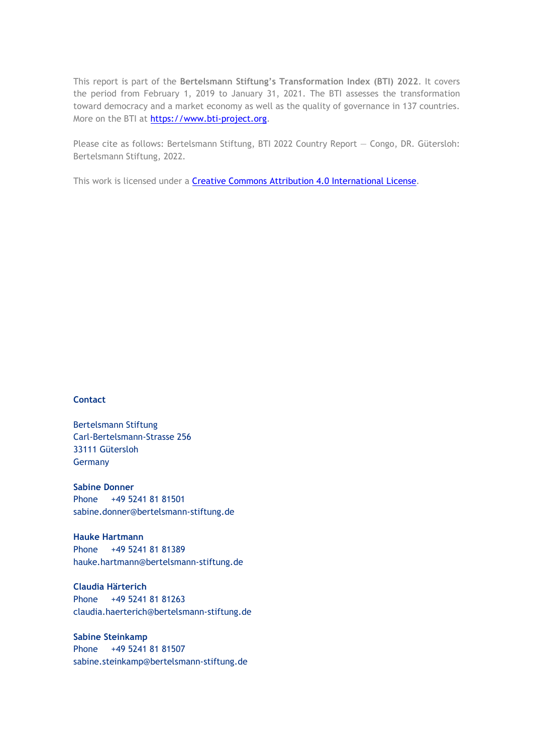This report is part of the **Bertelsmann Stiftung's Transformation Index (BTI) 2022**. It covers the period from February 1, 2019 to January 31, 2021. The BTI assesses the transformation toward democracy and a market economy as well as the quality of governance in 137 countries. More on the BTI at [https://www.bti-project.org](https://www.bti-project.org).

Please cite as follows: Bertelsmann Stiftung, BTI 2022 Country Report — Congo, DR. Gütersloh: Bertelsmann Stiftung, 2022.

This work is licensed under a [Creative Commons Attribution 4.0 International License](https://creativecommons.org/licenses/by/4.0/).

**Contact**

Bertelsmann Stiftung
Carl-Bertelsmann-Strasse 256
33111 Gütersloh
Germany

**Sabine Donner**
Phone +49 5241 81 81501
sabine.donner@bertelsmann-stiftung.de

**Hauke Hartmann**
Phone +49 5241 81 81389
hauke.hartmann@bertelsmann-stiftung.de

**Claudia Härterich**
Phone +49 5241 81 81263
claudia.haerterich@bertelsmann-stiftung.de

**Sabine Steinkamp**
Phone +49 5241 81 81507
sabine.steinkamp@bertelsmann-stiftung.de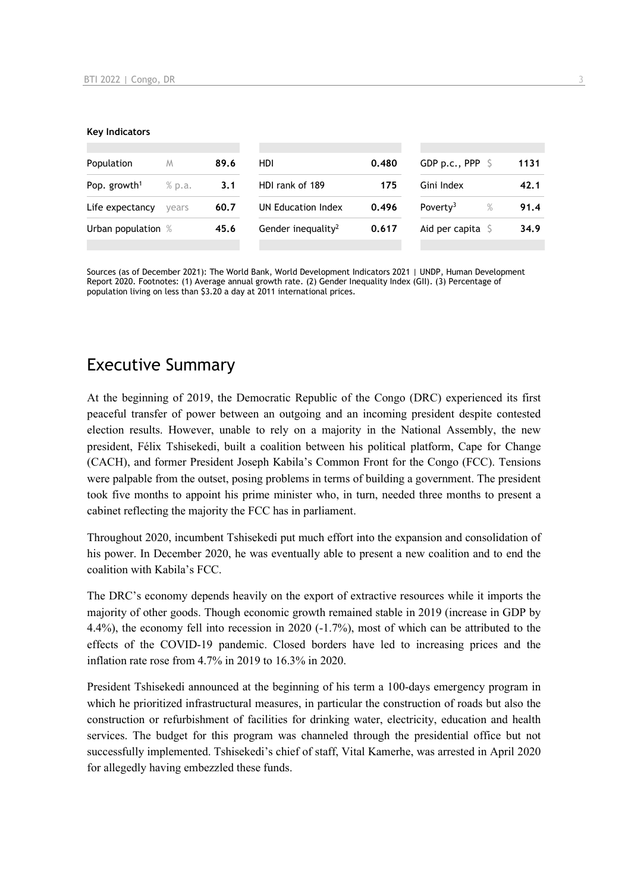**Key Indicators**

| | | | | | | | |
|---|---|---|---|---|---|---|---|
| Population | M | 89.6 | HDI | 0.480 | GDP p.c., PPP | $ | 1131 |
| Pop. growth[1] | % p.a. | 3.1 | HDI rank of 189 | 175 | Gini Index | | 42.1 |
| Life expectancy | years | 60.7 | UN Education Index | 0.496 | Poverty[3] | % | 91.4 |
| Urban population | % | 45.6 | Gender inequality[2] | 0.617 | Aid per capita | $ | 34.9 |

Sources (as of December 2021): The World Bank, World Development Indicators 2021 | UNDP, Human Development Report 2020. Footnotes: (1) Average annual growth rate. (2) Gender Inequality Index (GII). (3) Percentage of population living on less than $3.20 a day at 2011 international prices.

# Executive Summary

At the beginning of 2019, the Democratic Republic of the Congo (DRC) experienced its first peaceful transfer of power between an outgoing and an incoming president despite contested election results. However, unable to rely on a majority in the National Assembly, the new president, Félix Tshisekedi, built a coalition between his political platform, Cape for Change (CACH), and former President Joseph Kabila's Common Front for the Congo (FCC). Tensions were palpable from the outset, posing problems in terms of building a government. The president took five months to appoint his prime minister who, in turn, needed three months to present a cabinet reflecting the majority the FCC has in parliament.

Throughout 2020, incumbent Tshisekedi put much effort into the expansion and consolidation of his power. In December 2020, he was eventually able to present a new coalition and to end the coalition with Kabila's FCC.

The DRC's economy depends heavily on the export of extractive resources while it imports the majority of other goods. Though economic growth remained stable in 2019 (increase in GDP by 4.4%), the economy fell into recession in 2020 (-1.7%), most of which can be attributed to the effects of the COVID-19 pandemic. Closed borders have led to increasing prices and the inflation rate rose from 4.7% in 2019 to 16.3% in 2020.

President Tshisekedi announced at the beginning of his term a 100-days emergency program in which he prioritized infrastructural measures, in particular the construction of roads but also the construction or refurbishment of facilities for drinking water, electricity, education and health services. The budget for this program was channeled through the presidential office but not successfully implemented. Tshisekedi's chief of staff, Vital Kamerhe, was arrested in April 2020 for allegedly having embezzled these funds.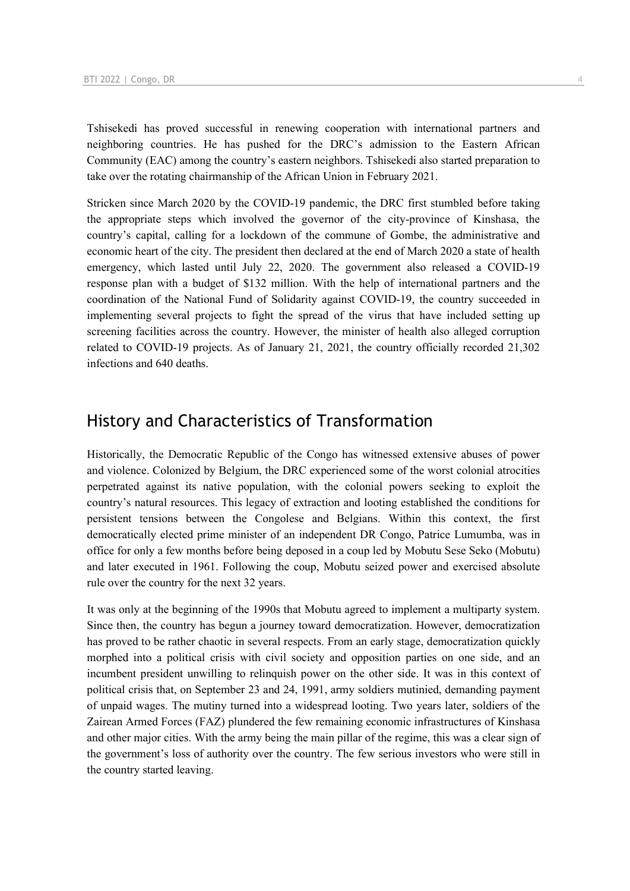Tshisekedi has proved successful in renewing cooperation with international partners and neighboring countries. He has pushed for the DRC's admission to the Eastern African Community (EAC) among the country's eastern neighbors. Tshisekedi also started preparation to take over the rotating chairmanship of the African Union in February 2021.

Stricken since March 2020 by the COVID-19 pandemic, the DRC first stumbled before taking the appropriate steps which involved the governor of the city-province of Kinshasa, the country's capital, calling for a lockdown of the commune of Gombe, the administrative and economic heart of the city. The president then declared at the end of March 2020 a state of health emergency, which lasted until July 22, 2020. The government also released a COVID-19 response plan with a budget of $132 million. With the help of international partners and the coordination of the National Fund of Solidarity against COVID-19, the country succeeded in implementing several projects to fight the spread of the virus that have included setting up screening facilities across the country. However, the minister of health also alleged corruption related to COVID-19 projects. As of January 21, 2021, the country officially recorded 21,302 infections and 640 deaths.

## History and Characteristics of Transformation

Historically, the Democratic Republic of the Congo has witnessed extensive abuses of power and violence. Colonized by Belgium, the DRC experienced some of the worst colonial atrocities perpetrated against its native population, with the colonial powers seeking to exploit the country's natural resources. This legacy of extraction and looting established the conditions for persistent tensions between the Congolese and Belgians. Within this context, the first democratically elected prime minister of an independent DR Congo, Patrice Lumumba, was in office for only a few months before being deposed in a coup led by Mobutu Sese Seko (Mobutu) and later executed in 1961. Following the coup, Mobutu seized power and exercised absolute rule over the country for the next 32 years.

It was only at the beginning of the 1990s that Mobutu agreed to implement a multiparty system. Since then, the country has begun a journey toward democratization. However, democratization has proved to be rather chaotic in several respects. From an early stage, democratization quickly morphed into a political crisis with civil society and opposition parties on one side, and an incumbent president unwilling to relinquish power on the other side. It was in this context of political crisis that, on September 23 and 24, 1991, army soldiers mutinied, demanding payment of unpaid wages. The mutiny turned into a widespread looting. Two years later, soldiers of the Zairean Armed Forces (FAZ) plundered the few remaining economic infrastructures of Kinshasa and other major cities. With the army being the main pillar of the regime, this was a clear sign of the government's loss of authority over the country. The few serious investors who were still in the country started leaving.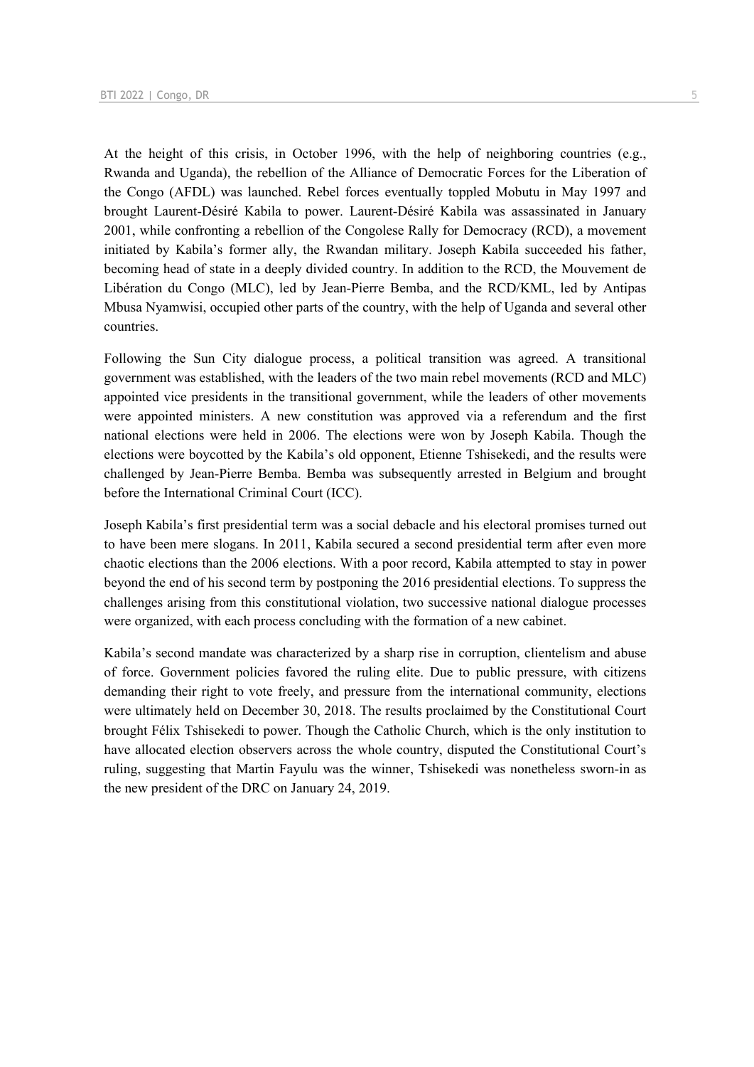At the height of this crisis, in October 1996, with the help of neighboring countries (e.g., Rwanda and Uganda), the rebellion of the Alliance of Democratic Forces for the Liberation of the Congo (AFDL) was launched. Rebel forces eventually toppled Mobutu in May 1997 and brought Laurent-Désiré Kabila to power. Laurent-Désiré Kabila was assassinated in January 2001, while confronting a rebellion of the Congolese Rally for Democracy (RCD), a movement initiated by Kabila's former ally, the Rwandan military. Joseph Kabila succeeded his father, becoming head of state in a deeply divided country. In addition to the RCD, the Mouvement de Libération du Congo (MLC), led by Jean-Pierre Bemba, and the RCD/KML, led by Antipas Mbusa Nyamwisi, occupied other parts of the country, with the help of Uganda and several other countries.

Following the Sun City dialogue process, a political transition was agreed. A transitional government was established, with the leaders of the two main rebel movements (RCD and MLC) appointed vice presidents in the transitional government, while the leaders of other movements were appointed ministers. A new constitution was approved via a referendum and the first national elections were held in 2006. The elections were won by Joseph Kabila. Though the elections were boycotted by the Kabila's old opponent, Etienne Tshisekedi, and the results were challenged by Jean-Pierre Bemba. Bemba was subsequently arrested in Belgium and brought before the International Criminal Court (ICC).

Joseph Kabila's first presidential term was a social debacle and his electoral promises turned out to have been mere slogans. In 2011, Kabila secured a second presidential term after even more chaotic elections than the 2006 elections. With a poor record, Kabila attempted to stay in power beyond the end of his second term by postponing the 2016 presidential elections. To suppress the challenges arising from this constitutional violation, two successive national dialogue processes were organized, with each process concluding with the formation of a new cabinet.

Kabila's second mandate was characterized by a sharp rise in corruption, clientelism and abuse of force. Government policies favored the ruling elite. Due to public pressure, with citizens demanding their right to vote freely, and pressure from the international community, elections were ultimately held on December 30, 2018. The results proclaimed by the Constitutional Court brought Félix Tshisekedi to power. Though the Catholic Church, which is the only institution to have allocated election observers across the whole country, disputed the Constitutional Court's ruling, suggesting that Martin Fayulu was the winner, Tshisekedi was nonetheless sworn-in as the new president of the DRC on January 24, 2019.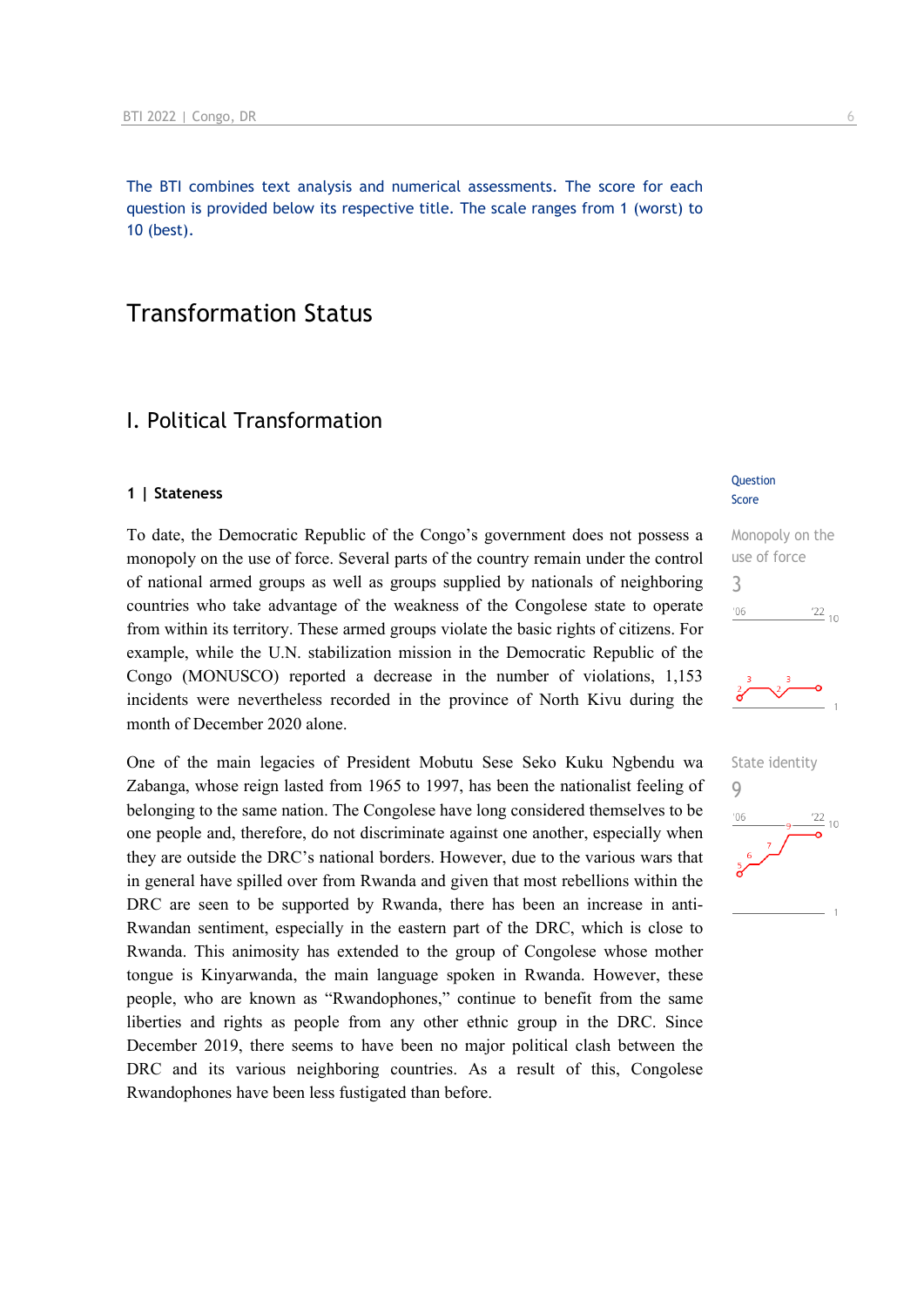The BTI combines text analysis and numerical assessments. The score for each question is provided below its respective title. The scale ranges from 1 (worst) to 10 (best).

# Transformation Status

## I. Political Transformation

### 1 | Stateness

Question Score

**Monopoly on the use of force**
3

To date, the Democratic Republic of the Congo's government does not possess a monopoly on the use of force. Several parts of the country remain under the control of national armed groups as well as groups supplied by nationals of neighboring countries who take advantage of the weakness of the Congolese state to operate from within its territory. These armed groups violate the basic rights of citizens. For example, while the U.N. stabilization mission in the Democratic Republic of the Congo (MONUSCO) reported a decrease in the number of violations, 1,153 incidents were nevertheless recorded in the province of North Kivu during the month of December 2020 alone.

**State identity**
9

One of the main legacies of President Mobutu Sese Seko Kuku Ngbendu wa Zabanga, whose reign lasted from 1965 to 1997, has been the nationalist feeling of belonging to the same nation. The Congolese have long considered themselves to be one people and, therefore, do not discriminate against one another, especially when they are outside the DRC's national borders. However, due to the various wars that in general have spilled over from Rwanda and given that most rebellions within the DRC are seen to be supported by Rwanda, there has been an increase in anti-Rwandan sentiment, especially in the eastern part of the DRC, which is close to Rwanda. This animosity has extended to the group of Congolese whose mother tongue is Kinyarwanda, the main language spoken in Rwanda. However, these people, who are known as "Rwandophones," continue to benefit from the same liberties and rights as people from any other ethnic group in the DRC. Since December 2019, there seems to have been no major political clash between the DRC and its various neighboring countries. As a result of this, Congolese Rwandophones have been less fustigated than before.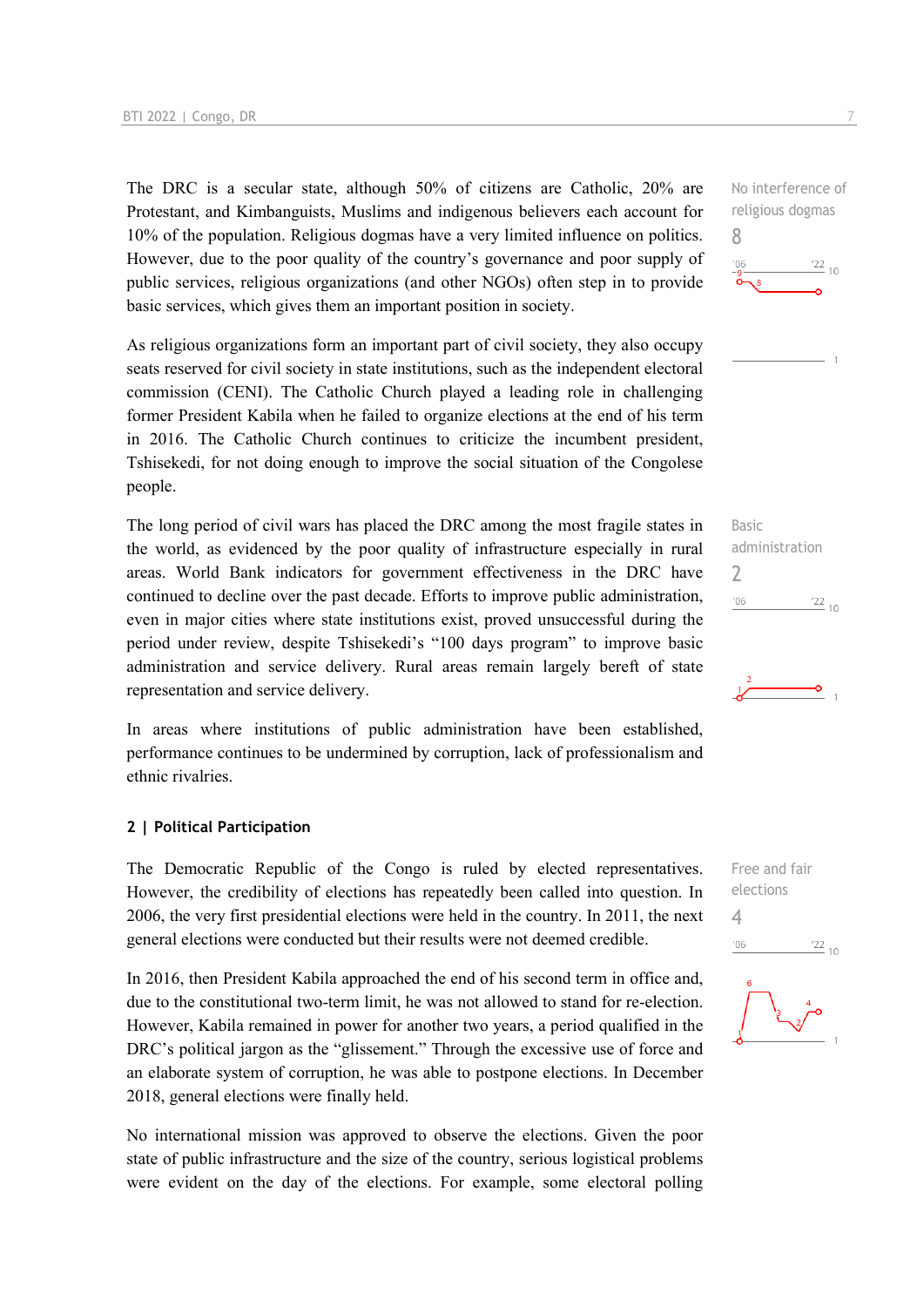The DRC is a secular state, although 50% of citizens are Catholic, 20% are Protestant, and Kimbanguists, Muslims and indigenous believers each account for 10% of the population. Religious dogmas have a very limited influence on politics. However, due to the poor quality of the country's governance and poor supply of public services, religious organizations (and other NGOs) often step in to provide basic services, which gives them an important position in society.

No interference of religious dogmas
8

As religious organizations form an important part of civil society, they also occupy seats reserved for civil society in state institutions, such as the independent electoral commission (CENI). The Catholic Church played a leading role in challenging former President Kabila when he failed to organize elections at the end of his term in 2016. The Catholic Church continues to criticize the incumbent president, Tshisekedi, for not doing enough to improve the social situation of the Congolese people.

The long period of civil wars has placed the DRC among the most fragile states in the world, as evidenced by the poor quality of infrastructure especially in rural areas. World Bank indicators for government effectiveness in the DRC have continued to decline over the past decade. Efforts to improve public administration, even in major cities where state institutions exist, proved unsuccessful during the period under review, despite Tshisekedi's "100 days program" to improve basic administration and service delivery. Rural areas remain largely bereft of state representation and service delivery.

Basic administration
2

In areas where institutions of public administration have been established, performance continues to be undermined by corruption, lack of professionalism and ethnic rivalries.

## 2 | Political Participation

The Democratic Republic of the Congo is ruled by elected representatives. However, the credibility of elections has repeatedly been called into question. In 2006, the very first presidential elections were held in the country. In 2011, the next general elections were conducted but their results were not deemed credible.

Free and fair elections
4

In 2016, then President Kabila approached the end of his second term in office and, due to the constitutional two-term limit, he was not allowed to stand for re-election. However, Kabila remained in power for another two years, a period qualified in the DRC's political jargon as the "glissement." Through the excessive use of force and an elaborate system of corruption, he was able to postpone elections. In December 2018, general elections were finally held.

No international mission was approved to observe the elections. Given the poor state of public infrastructure and the size of the country, serious logistical problems were evident on the day of the elections. For example, some electoral polling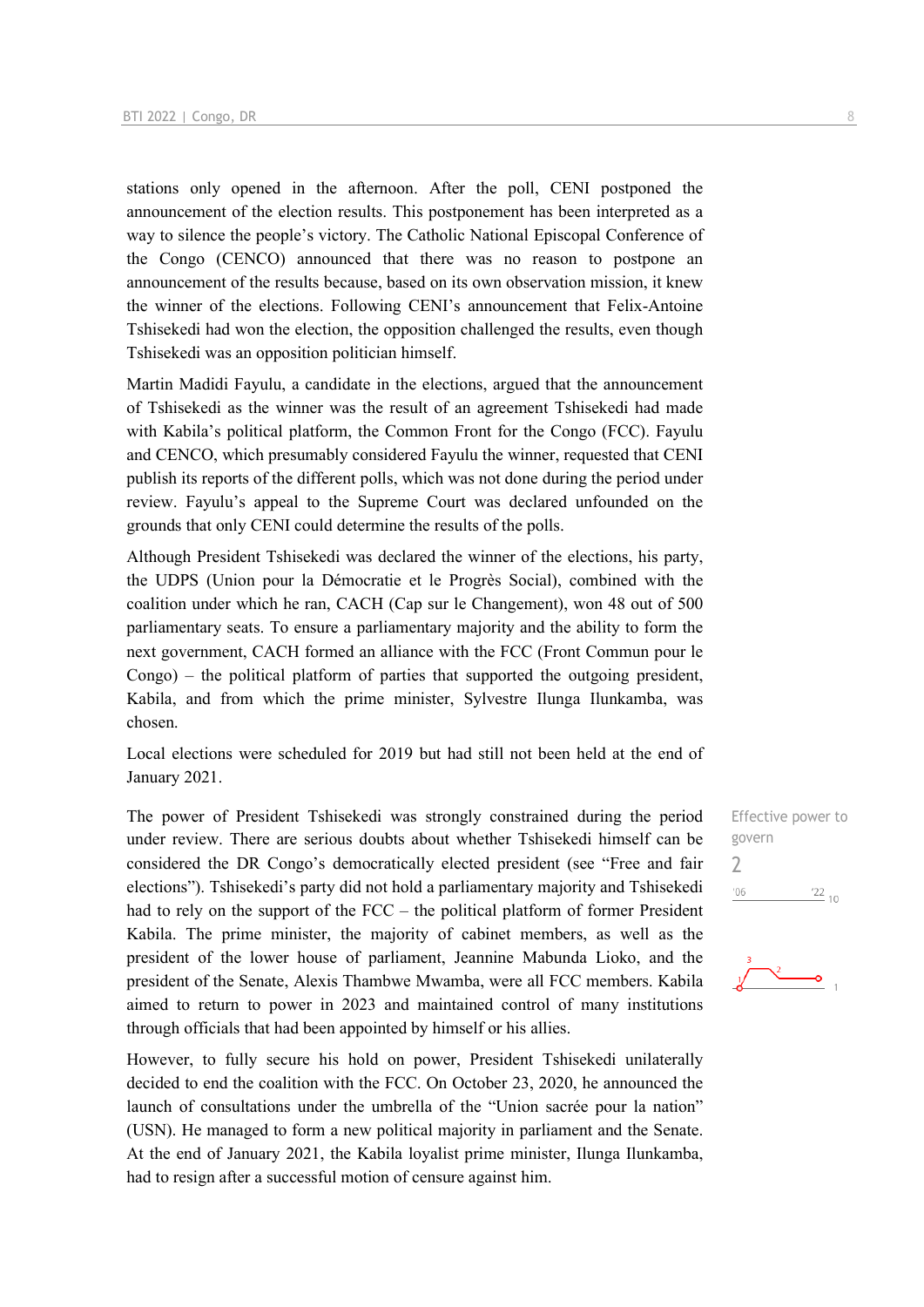stations only opened in the afternoon. After the poll, CENI postponed the announcement of the election results. This postponement has been interpreted as a way to silence the people's victory. The Catholic National Episcopal Conference of the Congo (CENCO) announced that there was no reason to postpone an announcement of the results because, based on its own observation mission, it knew the winner of the elections. Following CENI's announcement that Felix-Antoine Tshisekedi had won the election, the opposition challenged the results, even though Tshisekedi was an opposition politician himself.

Martin Madidi Fayulu, a candidate in the elections, argued that the announcement of Tshisekedi as the winner was the result of an agreement Tshisekedi had made with Kabila's political platform, the Common Front for the Congo (FCC). Fayulu and CENCO, which presumably considered Fayulu the winner, requested that CENI publish its reports of the different polls, which was not done during the period under review. Fayulu's appeal to the Supreme Court was declared unfounded on the grounds that only CENI could determine the results of the polls.

Although President Tshisekedi was declared the winner of the elections, his party, the UDPS (Union pour la Démocratie et le Progrès Social), combined with the coalition under which he ran, CACH (Cap sur le Changement), won 48 out of 500 parliamentary seats. To ensure a parliamentary majority and the ability to form the next government, CACH formed an alliance with the FCC (Front Commun pour le Congo) – the political platform of parties that supported the outgoing president, Kabila, and from which the prime minister, Sylvestre Ilunga Ilunkamba, was chosen.

Local elections were scheduled for 2019 but had still not been held at the end of January 2021.

Effective power to govern
2

The power of President Tshisekedi was strongly constrained during the period under review. There are serious doubts about whether Tshisekedi himself can be considered the DR Congo's democratically elected president (see "Free and fair elections"). Tshisekedi's party did not hold a parliamentary majority and Tshisekedi had to rely on the support of the FCC – the political platform of former President Kabila. The prime minister, the majority of cabinet members, as well as the president of the lower house of parliament, Jeannine Mabunda Lioko, and the president of the Senate, Alexis Thambwe Mwamba, were all FCC members. Kabila aimed to return to power in 2023 and maintained control of many institutions through officials that had been appointed by himself or his allies.

However, to fully secure his hold on power, President Tshisekedi unilaterally decided to end the coalition with the FCC. On October 23, 2020, he announced the launch of consultations under the umbrella of the "Union sacrée pour la nation" (USN). He managed to form a new political majority in parliament and the Senate. At the end of January 2021, the Kabila loyalist prime minister, Ilunga Ilunkamba, had to resign after a successful motion of censure against him.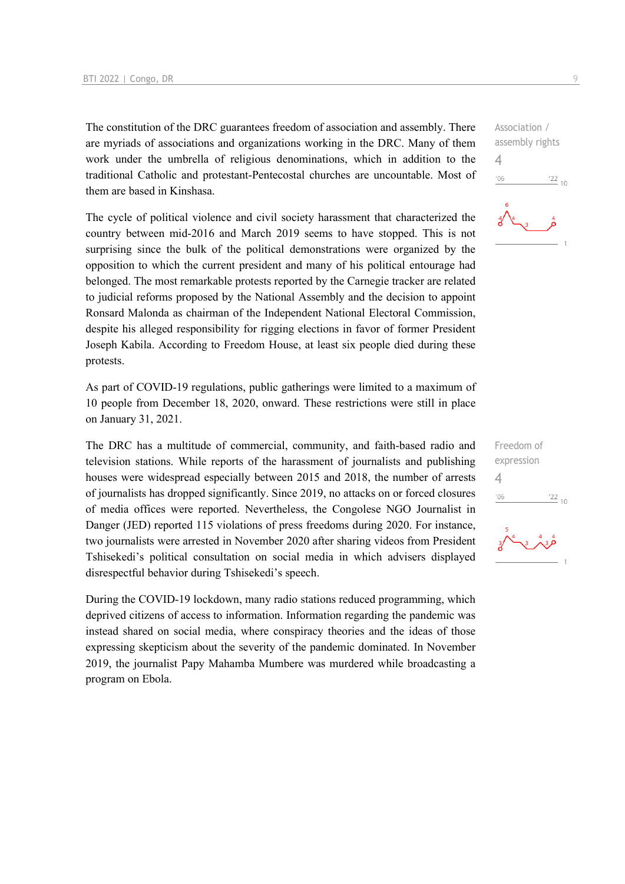The constitution of the DRC guarantees freedom of association and assembly. There are myriads of associations and organizations working in the DRC. Many of them work under the umbrella of religious denominations, which in addition to the traditional Catholic and protestant-Pentecostal churches are uncountable. Most of them are based in Kinshasa.

Association / assembly rights
4

The cycle of political violence and civil society harassment that characterized the country between mid-2016 and March 2019 seems to have stopped. This is not surprising since the bulk of the political demonstrations were organized by the opposition to which the current president and many of his political entourage had belonged. The most remarkable protests reported by the Carnegie tracker are related to judicial reforms proposed by the National Assembly and the decision to appoint Ronsard Malonda as chairman of the Independent National Electoral Commission, despite his alleged responsibility for rigging elections in favor of former President Joseph Kabila. According to Freedom House, at least six people died during these protests.

As part of COVID-19 regulations, public gatherings were limited to a maximum of 10 people from December 18, 2020, onward. These restrictions were still in place on January 31, 2021.

The DRC has a multitude of commercial, community, and faith-based radio and television stations. While reports of the harassment of journalists and publishing houses were widespread especially between 2015 and 2018, the number of arrests of journalists has dropped significantly. Since 2019, no attacks on or forced closures of media offices were reported. Nevertheless, the Congolese NGO Journalist in Danger (JED) reported 115 violations of press freedoms during 2020. For instance, two journalists were arrested in November 2020 after sharing videos from President Tshisekedi's political consultation on social media in which advisers displayed disrespectful behavior during Tshisekedi's speech.

Freedom of expression
4

During the COVID-19 lockdown, many radio stations reduced programming, which deprived citizens of access to information. Information regarding the pandemic was instead shared on social media, where conspiracy theories and the ideas of those expressing skepticism about the severity of the pandemic dominated. In November 2019, the journalist Papy Mahamba Mumbere was murdered while broadcasting a program on Ebola.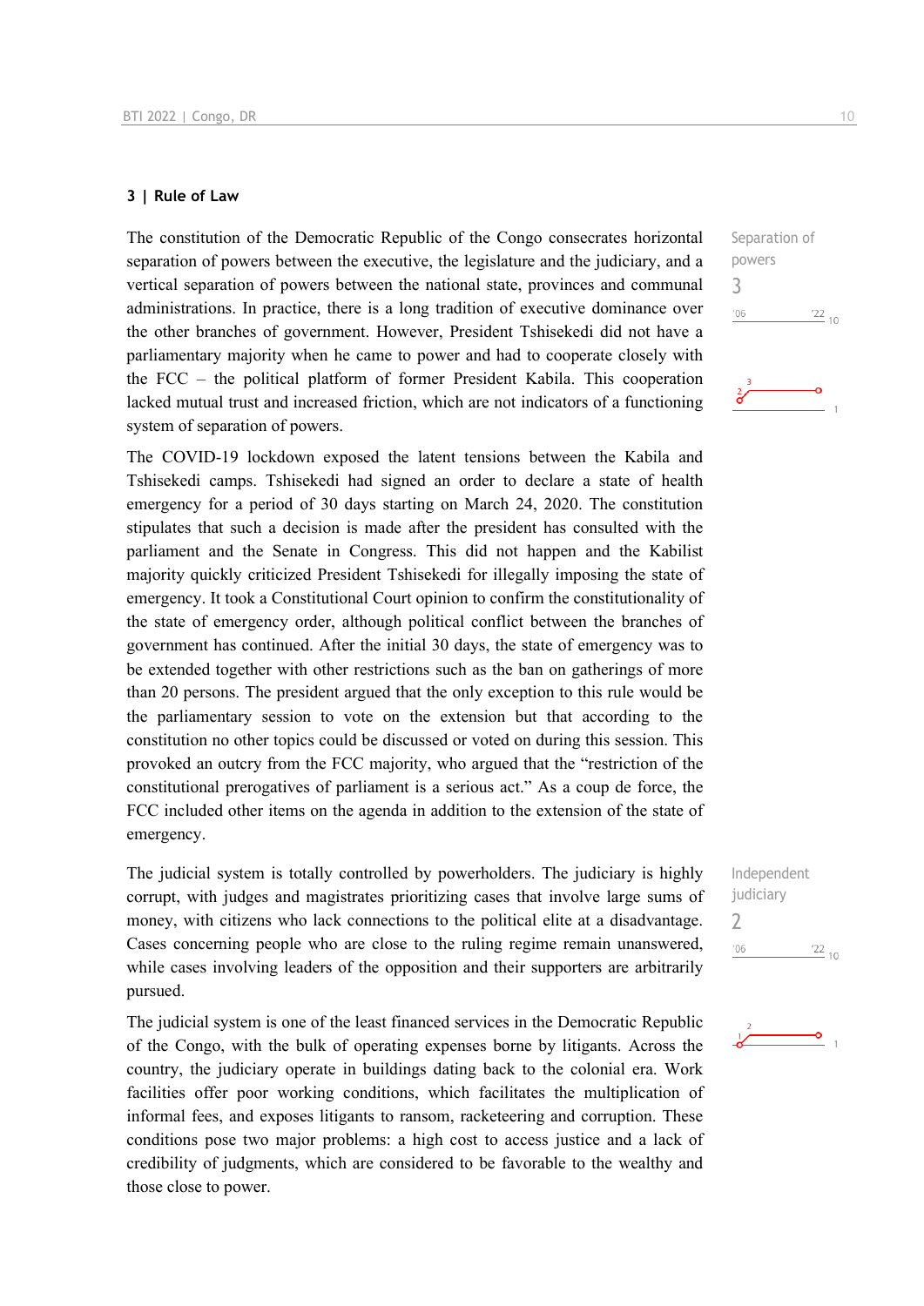## 3 | Rule of Law

Separation of powers
3

The constitution of the Democratic Republic of the Congo consecrates horizontal separation of powers between the executive, the legislature and the judiciary, and a vertical separation of powers between the national state, provinces and communal administrations. In practice, there is a long tradition of executive dominance over the other branches of government. However, President Tshisekedi did not have a parliamentary majority when he came to power and had to cooperate closely with the FCC – the political platform of former President Kabila. This cooperation lacked mutual trust and increased friction, which are not indicators of a functioning system of separation of powers.

The COVID-19 lockdown exposed the latent tensions between the Kabila and Tshisekedi camps. Tshisekedi had signed an order to declare a state of health emergency for a period of 30 days starting on March 24, 2020. The constitution stipulates that such a decision is made after the president has consulted with the parliament and the Senate in Congress. This did not happen and the Kabilist majority quickly criticized President Tshisekedi for illegally imposing the state of emergency. It took a Constitutional Court opinion to confirm the constitutionality of the state of emergency order, although political conflict between the branches of government has continued. After the initial 30 days, the state of emergency was to be extended together with other restrictions such as the ban on gatherings of more than 20 persons. The president argued that the only exception to this rule would be the parliamentary session to vote on the extension but that according to the constitution no other topics could be discussed or voted on during this session. This provoked an outcry from the FCC majority, who argued that the "restriction of the constitutional prerogatives of parliament is a serious act." As a coup de force, the FCC included other items on the agenda in addition to the extension of the state of emergency.

Independent judiciary
2

The judicial system is totally controlled by powerholders. The judiciary is highly corrupt, with judges and magistrates prioritizing cases that involve large sums of money, with citizens who lack connections to the political elite at a disadvantage. Cases concerning people who are close to the ruling regime remain unanswered, while cases involving leaders of the opposition and their supporters are arbitrarily pursued.

The judicial system is one of the least financed services in the Democratic Republic of the Congo, with the bulk of operating expenses borne by litigants. Across the country, the judiciary operate in buildings dating back to the colonial era. Work facilities offer poor working conditions, which facilitates the multiplication of informal fees, and exposes litigants to ransom, racketeering and corruption. These conditions pose two major problems: a high cost to access justice and a lack of credibility of judgments, which are considered to be favorable to the wealthy and those close to power.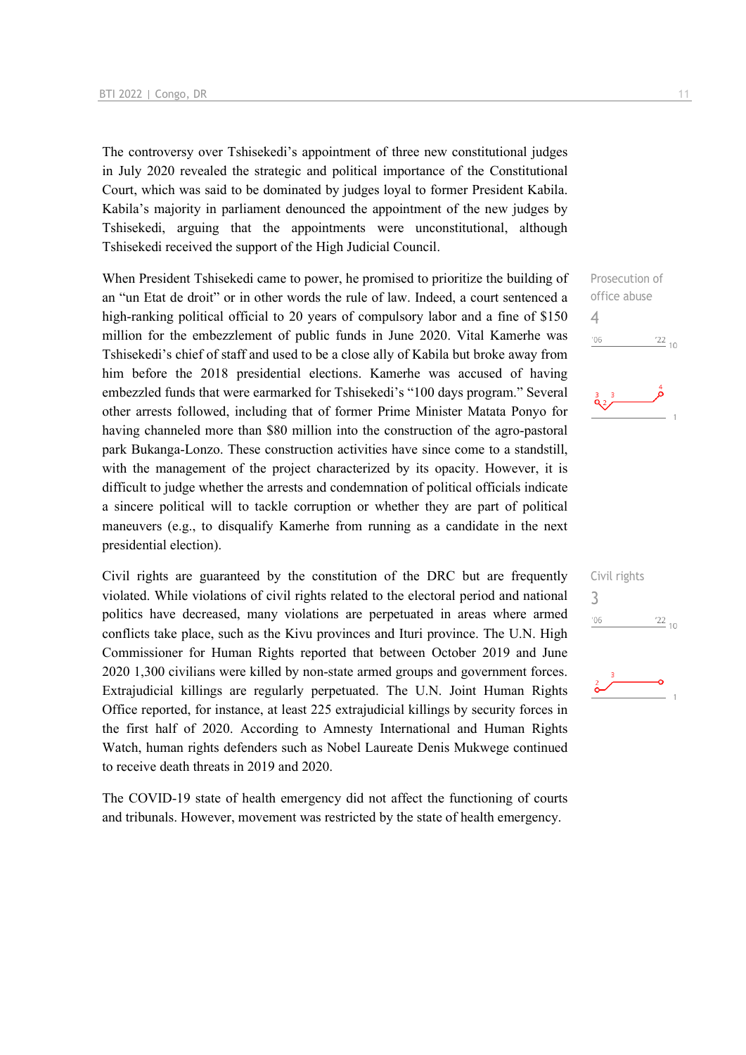The controversy over Tshisekedi's appointment of three new constitutional judges in July 2020 revealed the strategic and political importance of the Constitutional Court, which was said to be dominated by judges loyal to former President Kabila. Kabila's majority in parliament denounced the appointment of the new judges by Tshisekedi, arguing that the appointments were unconstitutional, although Tshisekedi received the support of the High Judicial Council.

Prosecution of office abuse
4

When President Tshisekedi came to power, he promised to prioritize the building of an "un Etat de droit" or in other words the rule of law. Indeed, a court sentenced a high-ranking political official to 20 years of compulsory labor and a fine of $150 million for the embezzlement of public funds in June 2020. Vital Kamerhe was Tshisekedi's chief of staff and used to be a close ally of Kabila but broke away from him before the 2018 presidential elections. Kamerhe was accused of having embezzled funds that were earmarked for Tshisekedi's "100 days program." Several other arrests followed, including that of former Prime Minister Matata Ponyo for having channeled more than $80 million into the construction of the agro-pastoral park Bukanga-Lonzo. These construction activities have since come to a standstill, with the management of the project characterized by its opacity. However, it is difficult to judge whether the arrests and condemnation of political officials indicate a sincere political will to tackle corruption or whether they are part of political maneuvers (e.g., to disqualify Kamerhe from running as a candidate in the next presidential election).

Civil rights
3

Civil rights are guaranteed by the constitution of the DRC but are frequently violated. While violations of civil rights related to the electoral period and national politics have decreased, many violations are perpetuated in areas where armed conflicts take place, such as the Kivu provinces and Ituri province. The U.N. High Commissioner for Human Rights reported that between October 2019 and June 2020 1,300 civilians were killed by non-state armed groups and government forces. Extrajudicial killings are regularly perpetuated. The U.N. Joint Human Rights Office reported, for instance, at least 225 extrajudicial killings by security forces in the first half of 2020. According to Amnesty International and Human Rights Watch, human rights defenders such as Nobel Laureate Denis Mukwege continued to receive death threats in 2019 and 2020.

The COVID-19 state of health emergency did not affect the functioning of courts and tribunals. However, movement was restricted by the state of health emergency.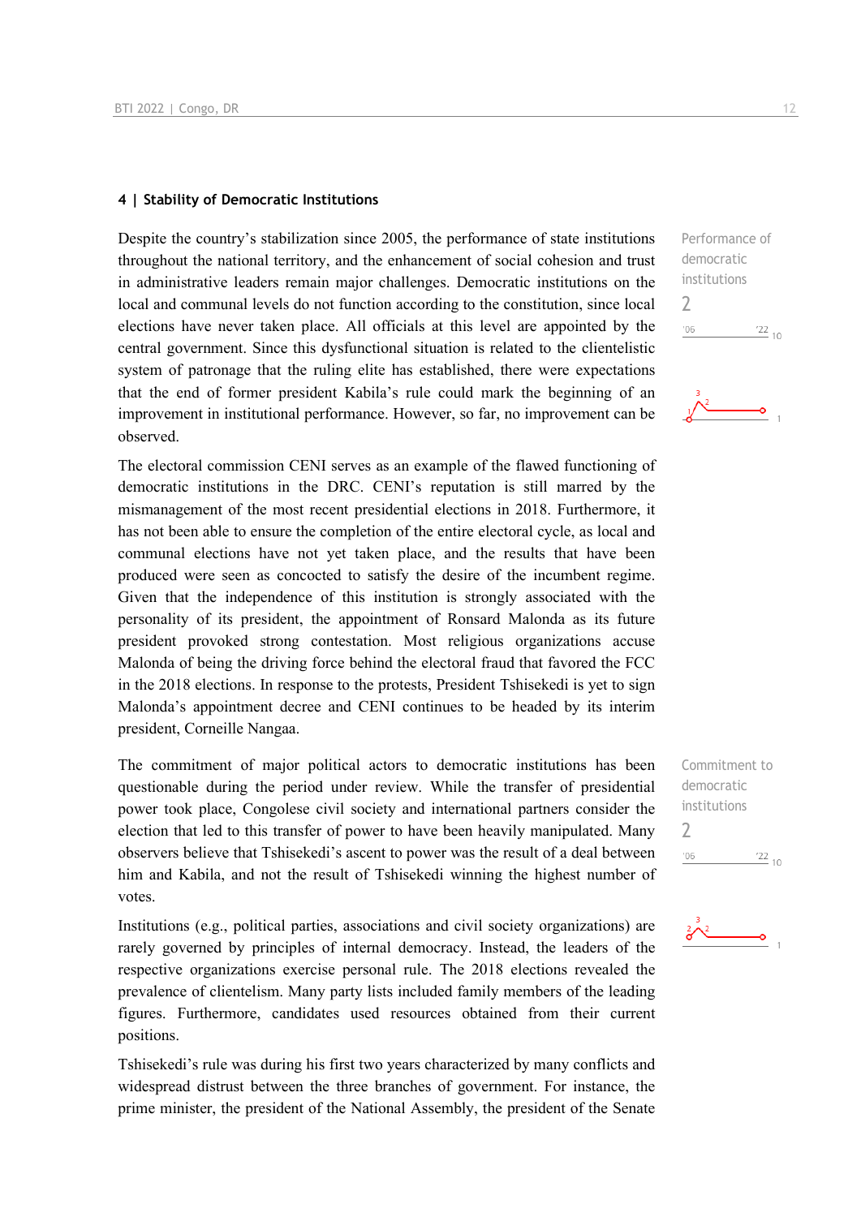## 4 | Stability of Democratic Institutions

Despite the country's stabilization since 2005, the performance of state institutions throughout the national territory, and the enhancement of social cohesion and trust in administrative leaders remain major challenges. Democratic institutions on the local and communal levels do not function according to the constitution, since local elections have never taken place. All officials at this level are appointed by the central government. Since this dysfunctional situation is related to the clientelistic system of patronage that the ruling elite has established, there were expectations that the end of former president Kabila's rule could mark the beginning of an improvement in institutional performance. However, so far, no improvement can be observed.

Performance of democratic institutions
2

The electoral commission CENI serves as an example of the flawed functioning of democratic institutions in the DRC. CENI's reputation is still marred by the mismanagement of the most recent presidential elections in 2018. Furthermore, it has not been able to ensure the completion of the entire electoral cycle, as local and communal elections have not yet taken place, and the results that have been produced were seen as concocted to satisfy the desire of the incumbent regime. Given that the independence of this institution is strongly associated with the personality of its president, the appointment of Ronsard Malonda as its future president provoked strong contestation. Most religious organizations accuse Malonda of being the driving force behind the electoral fraud that favored the FCC in the 2018 elections. In response to the protests, President Tshisekedi is yet to sign Malonda's appointment decree and CENI continues to be headed by its interim president, Corneille Nangaa.

The commitment of major political actors to democratic institutions has been questionable during the period under review. While the transfer of presidential power took place, Congolese civil society and international partners consider the election that led to this transfer of power to have been heavily manipulated. Many observers believe that Tshisekedi's ascent to power was the result of a deal between him and Kabila, and not the result of Tshisekedi winning the highest number of votes.

Commitment to democratic institutions
2

Institutions (e.g., political parties, associations and civil society organizations) are rarely governed by principles of internal democracy. Instead, the leaders of the respective organizations exercise personal rule. The 2018 elections revealed the prevalence of clientelism. Many party lists included family members of the leading figures. Furthermore, candidates used resources obtained from their current positions.

Tshisekedi's rule was during his first two years characterized by many conflicts and widespread distrust between the three branches of government. For instance, the prime minister, the president of the National Assembly, the president of the Senate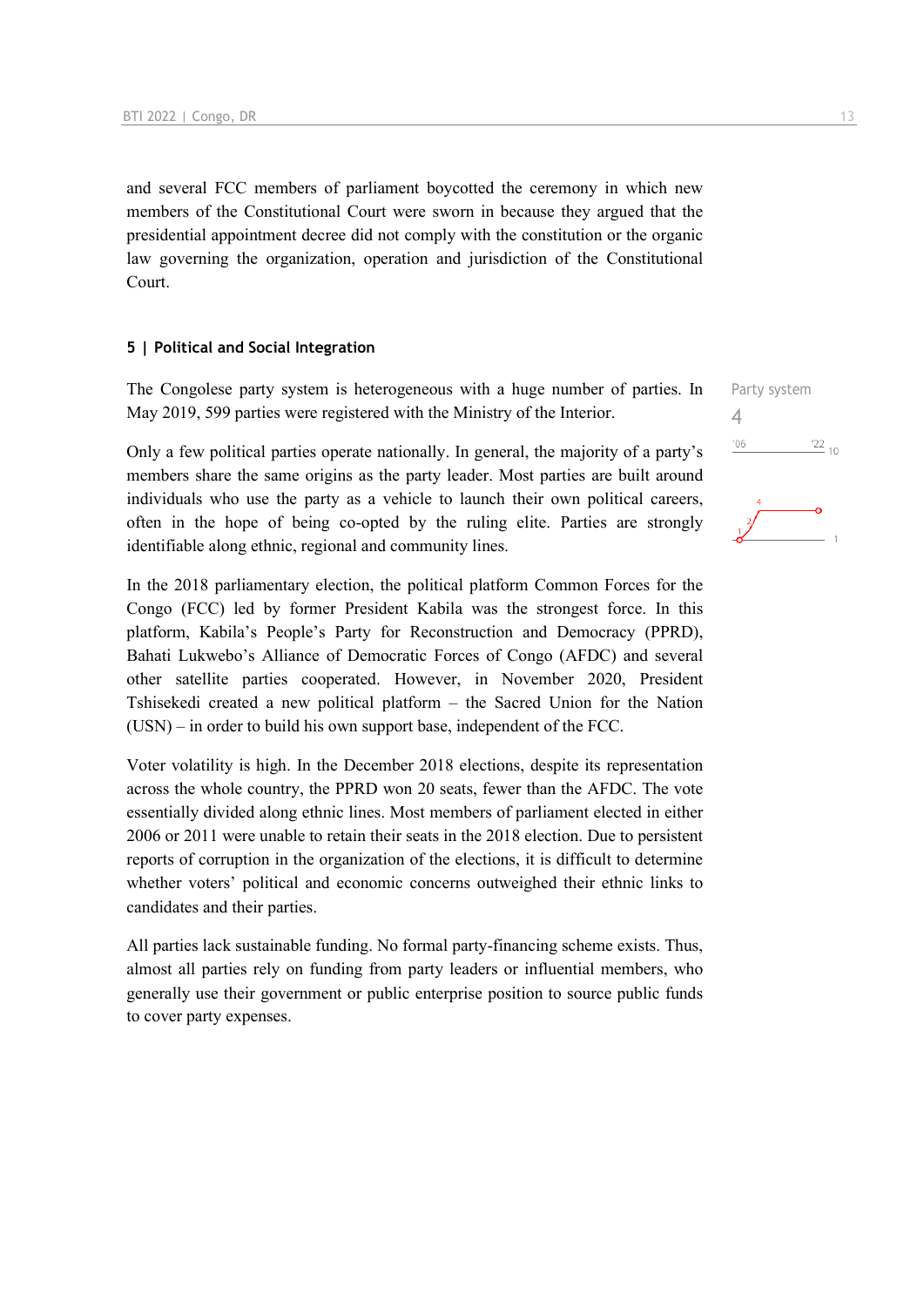and several FCC members of parliament boycotted the ceremony in which new members of the Constitutional Court were sworn in because they argued that the presidential appointment decree did not comply with the constitution or the organic law governing the organization, operation and jurisdiction of the Constitutional Court.

## 5 | Political and Social Integration

Party system
4

The Congolese party system is heterogeneous with a huge number of parties. In May 2019, 599 parties were registered with the Ministry of the Interior.

Only a few political parties operate nationally. In general, the majority of a party's members share the same origins as the party leader. Most parties are built around individuals who use the party as a vehicle to launch their own political careers, often in the hope of being co-opted by the ruling elite. Parties are strongly identifiable along ethnic, regional and community lines.

In the 2018 parliamentary election, the political platform Common Forces for the Congo (FCC) led by former President Kabila was the strongest force. In this platform, Kabila's People's Party for Reconstruction and Democracy (PPRD), Bahati Lukwebo's Alliance of Democratic Forces of Congo (AFDC) and several other satellite parties cooperated. However, in November 2020, President Tshisekedi created a new political platform – the Sacred Union for the Nation (USN) – in order to build his own support base, independent of the FCC.

Voter volatility is high. In the December 2018 elections, despite its representation across the whole country, the PPRD won 20 seats, fewer than the AFDC. The vote essentially divided along ethnic lines. Most members of parliament elected in either 2006 or 2011 were unable to retain their seats in the 2018 election. Due to persistent reports of corruption in the organization of the elections, it is difficult to determine whether voters' political and economic concerns outweighed their ethnic links to candidates and their parties.

All parties lack sustainable funding. No formal party-financing scheme exists. Thus, almost all parties rely on funding from party leaders or influential members, who generally use their government or public enterprise position to source public funds to cover party expenses.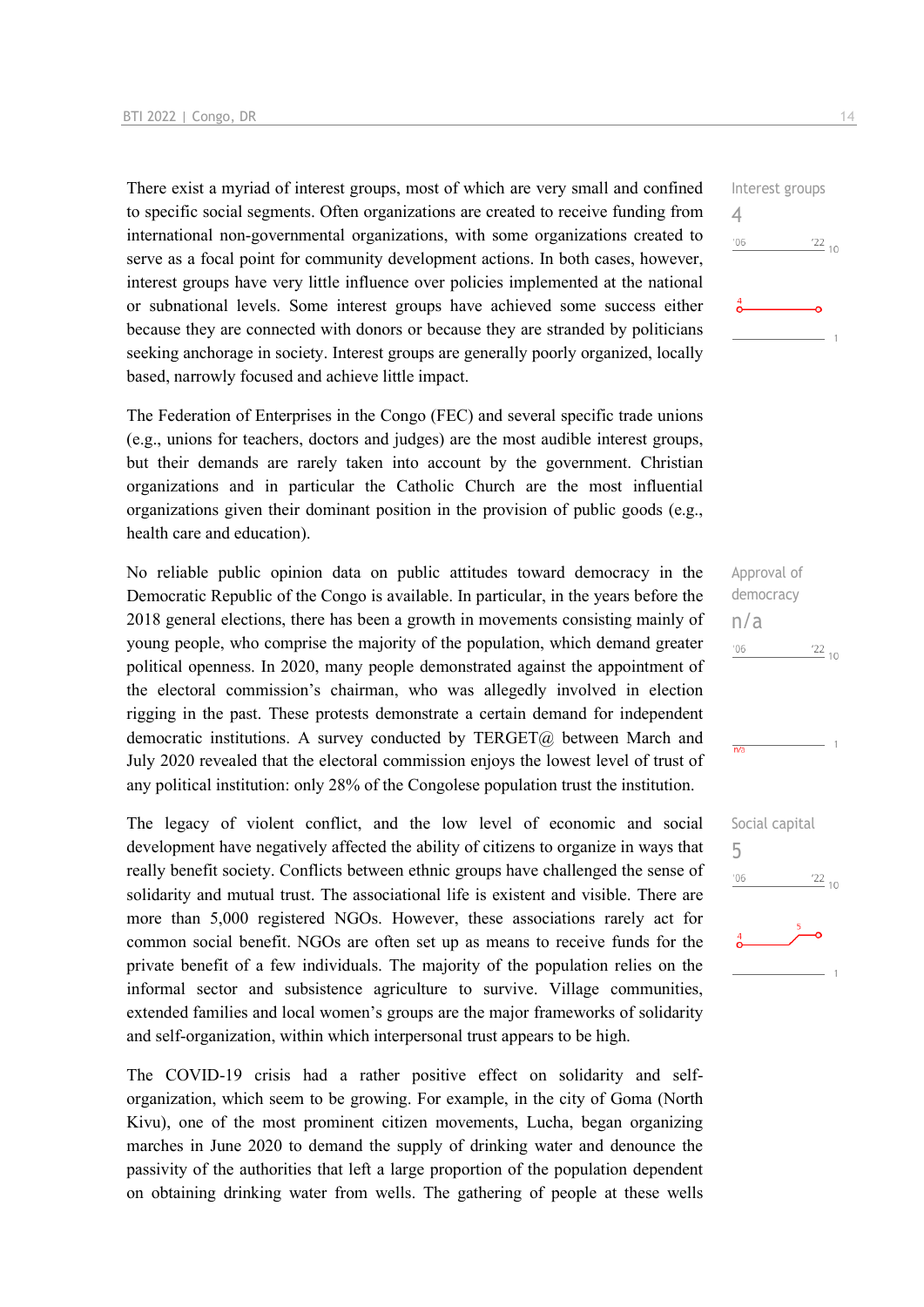There exist a myriad of interest groups, most of which are very small and confined to specific social segments. Often organizations are created to receive funding from international non-governmental organizations, with some organizations created to serve as a focal point for community development actions. In both cases, however, interest groups have very little influence over policies implemented at the national or subnational levels. Some interest groups have achieved some success either because they are connected with donors or because they are stranded by politicians seeking anchorage in society. Interest groups are generally poorly organized, locally based, narrowly focused and achieve little impact.

Interest groups
4

The Federation of Enterprises in the Congo (FEC) and several specific trade unions (e.g., unions for teachers, doctors and judges) are the most audible interest groups, but their demands are rarely taken into account by the government. Christian organizations and in particular the Catholic Church are the most influential organizations given their dominant position in the provision of public goods (e.g., health care and education).

No reliable public opinion data on public attitudes toward democracy in the Democratic Republic of the Congo is available. In particular, in the years before the 2018 general elections, there has been a growth in movements consisting mainly of young people, who comprise the majority of the population, which demand greater political openness. In 2020, many people demonstrated against the appointment of the electoral commission's chairman, who was allegedly involved in election rigging in the past. These protests demonstrate a certain demand for independent democratic institutions. A survey conducted by TERGET@ between March and July 2020 revealed that the electoral commission enjoys the lowest level of trust of any political institution: only 28% of the Congolese population trust the institution.

Approval of democracy
n/a

The legacy of violent conflict, and the low level of economic and social development have negatively affected the ability of citizens to organize in ways that really benefit society. Conflicts between ethnic groups have challenged the sense of solidarity and mutual trust. The associational life is existent and visible. There are more than 5,000 registered NGOs. However, these associations rarely act for common social benefit. NGOs are often set up as means to receive funds for the private benefit of a few individuals. The majority of the population relies on the informal sector and subsistence agriculture to survive. Village communities, extended families and local women's groups are the major frameworks of solidarity and self-organization, within which interpersonal trust appears to be high.

Social capital
5

The COVID-19 crisis had a rather positive effect on solidarity and self-organization, which seem to be growing. For example, in the city of Goma (North Kivu), one of the most prominent citizen movements, Lucha, began organizing marches in June 2020 to demand the supply of drinking water and denounce the passivity of the authorities that left a large proportion of the population dependent on obtaining drinking water from wells. The gathering of people at these wells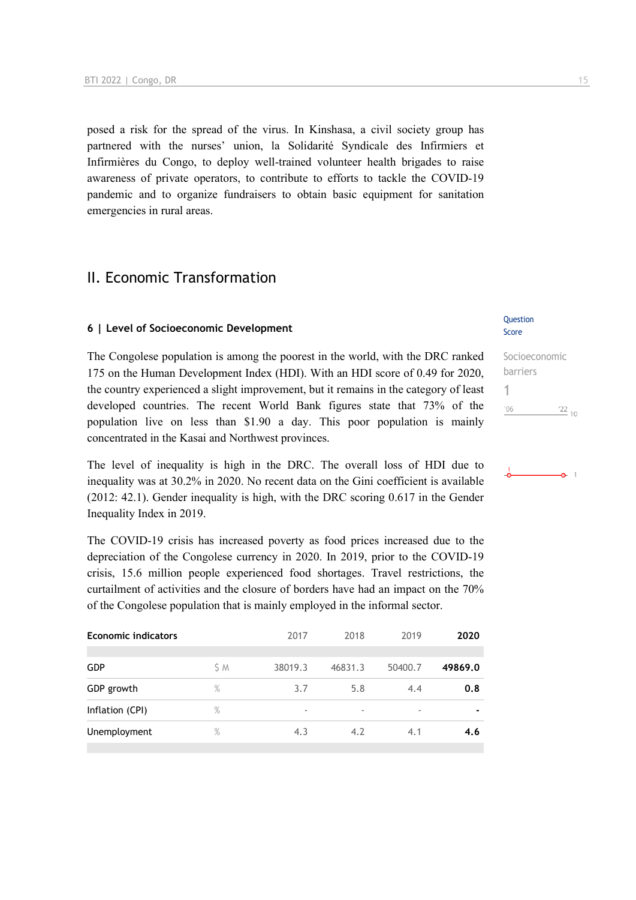posed a risk for the spread of the virus. In Kinshasa, a civil society group has partnered with the nurses' union, la Solidarité Syndicale des Infirmiers et Infirmières du Congo, to deploy well-trained volunteer health brigades to raise awareness of private operators, to contribute to efforts to tackle the COVID-19 pandemic and to organize fundraisers to obtain basic equipment for sanitation emergencies in rural areas.

## II. Economic Transformation

### 6 | Level of Socioeconomic Development

Question Score

Socioeconomic barriers

1

'06 '22 10

The Congolese population is among the poorest in the world, with the DRC ranked 175 on the Human Development Index (HDI). With an HDI score of 0.49 for 2020, the country experienced a slight improvement, but it remains in the category of least developed countries. The recent World Bank figures state that 73% of the population live on less than $1.90 a day. This poor population is mainly concentrated in the Kasai and Northwest provinces.

The level of inequality is high in the DRC. The overall loss of HDI due to inequality was at 30.2% in 2020. No recent data on the Gini coefficient is available (2012: 42.1). Gender inequality is high, with the DRC scoring 0.617 in the Gender Inequality Index in 2019.

The COVID-19 crisis has increased poverty as food prices increased due to the depreciation of the Congolese currency in 2020. In 2019, prior to the COVID-19 crisis, 15.6 million people experienced food shortages. Travel restrictions, the curtailment of activities and the closure of borders have had an impact on the 70% of the Congolese population that is mainly employed in the informal sector.

| Economic indicators | | 2017 | 2018 | 2019 | **2020** |
|---|---|---|---|---|---|
| GDP | $ M | 38019.3 | 46831.3 | 50400.7 | **49869.0** |
| GDP growth | % | 3.7 | 5.8 | 4.4 | **0.8** |
| Inflation (CPI) | % | - | - | - | **-** |
| Unemployment | % | 4.3 | 4.2 | 4.1 | **4.6** |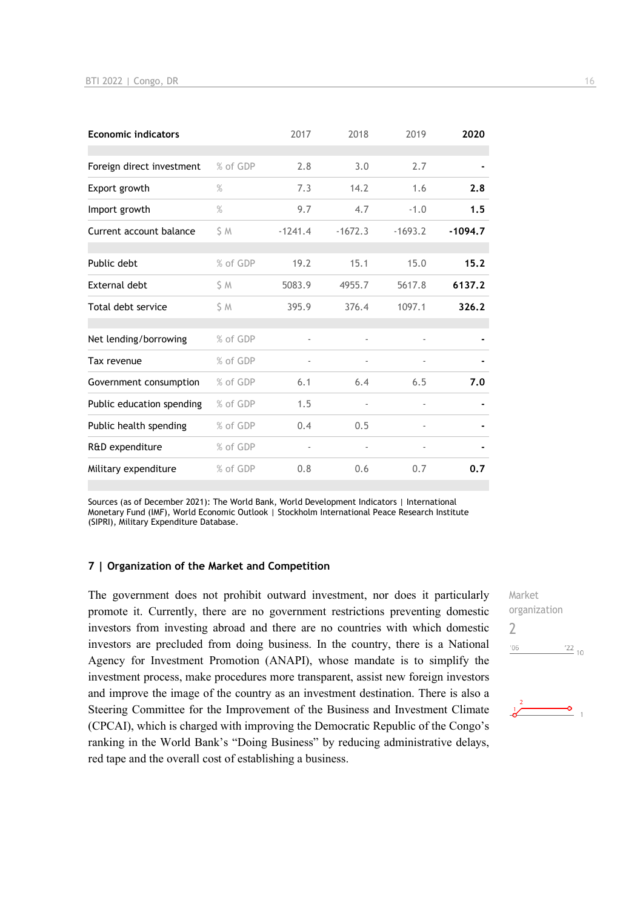| Economic indicators | | 2017 | 2018 | 2019 | 2020 |
|---|---|---|---|---|---|
| Foreign direct investment | % of GDP | 2.8 | 3.0 | 2.7 | - |
| Export growth | % | 7.3 | 14.2 | 1.6 | **2.8** |
| Import growth | % | 9.7 | 4.7 | -1.0 | **1.5** |
| Current account balance | $ M | -1241.4 | -1672.3 | -1693.2 | **-1094.7** |
| Public debt | % of GDP | 19.2 | 15.1 | 15.0 | **15.2** |
| External debt | $ M | 5083.9 | 4955.7 | 5617.8 | **6137.2** |
| Total debt service | $ M | 395.9 | 376.4 | 1097.1 | **326.2** |
| Net lending/borrowing | % of GDP | - | - | - | - |
| Tax revenue | % of GDP | - | - | - | - |
| Government consumption | % of GDP | 6.1 | 6.4 | 6.5 | **7.0** |
| Public education spending | % of GDP | 1.5 | - | - | - |
| Public health spending | % of GDP | 0.4 | 0.5 | - | - |
| R&D expenditure | % of GDP | - | - | - | - |
| Military expenditure | % of GDP | 0.8 | 0.6 | 0.7 | **0.7** |

Sources (as of December 2021): The World Bank, World Development Indicators | International Monetary Fund (IMF), World Economic Outlook | Stockholm International Peace Research Institute (SIPRI), Military Expenditure Database.

## 7 | Organization of the Market and Competition

Market organization
2

The government does not prohibit outward investment, nor does it particularly promote it. Currently, there are no government restrictions preventing domestic investors from investing abroad and there are no countries with which domestic investors are precluded from doing business. In the country, there is a National Agency for Investment Promotion (ANAPI), whose mandate is to simplify the investment process, make procedures more transparent, assist new foreign investors and improve the image of the country as an investment destination. There is also a Steering Committee for the Improvement of the Business and Investment Climate (CPCAI), which is charged with improving the Democratic Republic of the Congo's ranking in the World Bank's "Doing Business" by reducing administrative delays, red tape and the overall cost of establishing a business.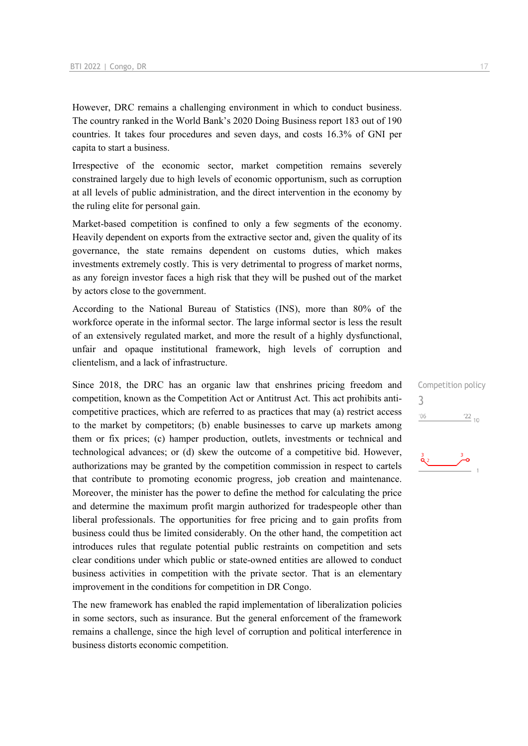However, DRC remains a challenging environment in which to conduct business. The country ranked in the World Bank's 2020 Doing Business report 183 out of 190 countries. It takes four procedures and seven days, and costs 16.3% of GNI per capita to start a business.

Irrespective of the economic sector, market competition remains severely constrained largely due to high levels of economic opportunism, such as corruption at all levels of public administration, and the direct intervention in the economy by the ruling elite for personal gain.

Market-based competition is confined to only a few segments of the economy. Heavily dependent on exports from the extractive sector and, given the quality of its governance, the state remains dependent on customs duties, which makes investments extremely costly. This is very detrimental to progress of market norms, as any foreign investor faces a high risk that they will be pushed out of the market by actors close to the government.

According to the National Bureau of Statistics (INS), more than 80% of the workforce operate in the informal sector. The large informal sector is less the result of an extensively regulated market, and more the result of a highly dysfunctional, unfair and opaque institutional framework, high levels of corruption and clientelism, and a lack of infrastructure.

Competition policy
3

Since 2018, the DRC has an organic law that enshrines pricing freedom and competition, known as the Competition Act or Antitrust Act. This act prohibits anti-competitive practices, which are referred to as practices that may (a) restrict access to the market by competitors; (b) enable businesses to carve up markets among them or fix prices; (c) hamper production, outlets, investments or technical and technological advances; or (d) skew the outcome of a competitive bid. However, authorizations may be granted by the competition commission in respect to cartels that contribute to promoting economic progress, job creation and maintenance. Moreover, the minister has the power to define the method for calculating the price and determine the maximum profit margin authorized for tradespeople other than liberal professionals. The opportunities for free pricing and to gain profits from business could thus be limited considerably. On the other hand, the competition act introduces rules that regulate potential public restraints on competition and sets clear conditions under which public or state-owned entities are allowed to conduct business activities in competition with the private sector. That is an elementary improvement in the conditions for competition in DR Congo.

The new framework has enabled the rapid implementation of liberalization policies in some sectors, such as insurance. But the general enforcement of the framework remains a challenge, since the high level of corruption and political interference in business distorts economic competition.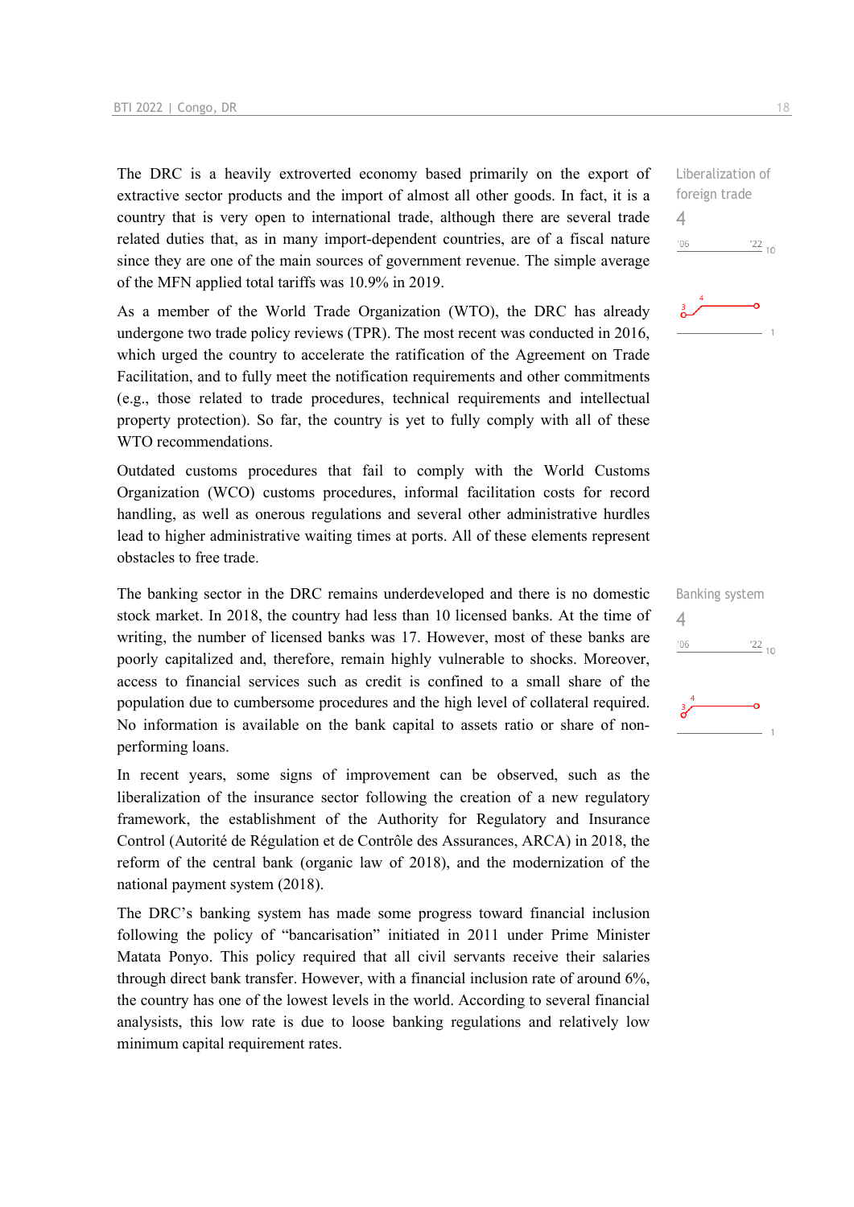The DRC is a heavily extroverted economy based primarily on the export of extractive sector products and the import of almost all other goods. In fact, it is a country that is very open to international trade, although there are several trade related duties that, as in many import-dependent countries, are of a fiscal nature since they are one of the main sources of government revenue. The simple average of the MFN applied total tariffs was 10.9% in 2019.

Liberalization of foreign trade
4

As a member of the World Trade Organization (WTO), the DRC has already undergone two trade policy reviews (TPR). The most recent was conducted in 2016, which urged the country to accelerate the ratification of the Agreement on Trade Facilitation, and to fully meet the notification requirements and other commitments (e.g., those related to trade procedures, technical requirements and intellectual property protection). So far, the country is yet to fully comply with all of these WTO recommendations.

Outdated customs procedures that fail to comply with the World Customs Organization (WCO) customs procedures, informal facilitation costs for record handling, as well as onerous regulations and several other administrative hurdles lead to higher administrative waiting times at ports. All of these elements represent obstacles to free trade.

The banking sector in the DRC remains underdeveloped and there is no domestic stock market. In 2018, the country had less than 10 licensed banks. At the time of writing, the number of licensed banks was 17. However, most of these banks are poorly capitalized and, therefore, remain highly vulnerable to shocks. Moreover, access to financial services such as credit is confined to a small share of the population due to cumbersome procedures and the high level of collateral required. No information is available on the bank capital to assets ratio or share of non-performing loans.

Banking system
4

In recent years, some signs of improvement can be observed, such as the liberalization of the insurance sector following the creation of a new regulatory framework, the establishment of the Authority for Regulatory and Insurance Control (Autorité de Régulation et de Contrôle des Assurances, ARCA) in 2018, the reform of the central bank (organic law of 2018), and the modernization of the national payment system (2018).

The DRC's banking system has made some progress toward financial inclusion following the policy of "bancarisation" initiated in 2011 under Prime Minister Matata Ponyo. This policy required that all civil servants receive their salaries through direct bank transfer. However, with a financial inclusion rate of around 6%, the country has one of the lowest levels in the world. According to several financial analysists, this low rate is due to loose banking regulations and relatively low minimum capital requirement rates.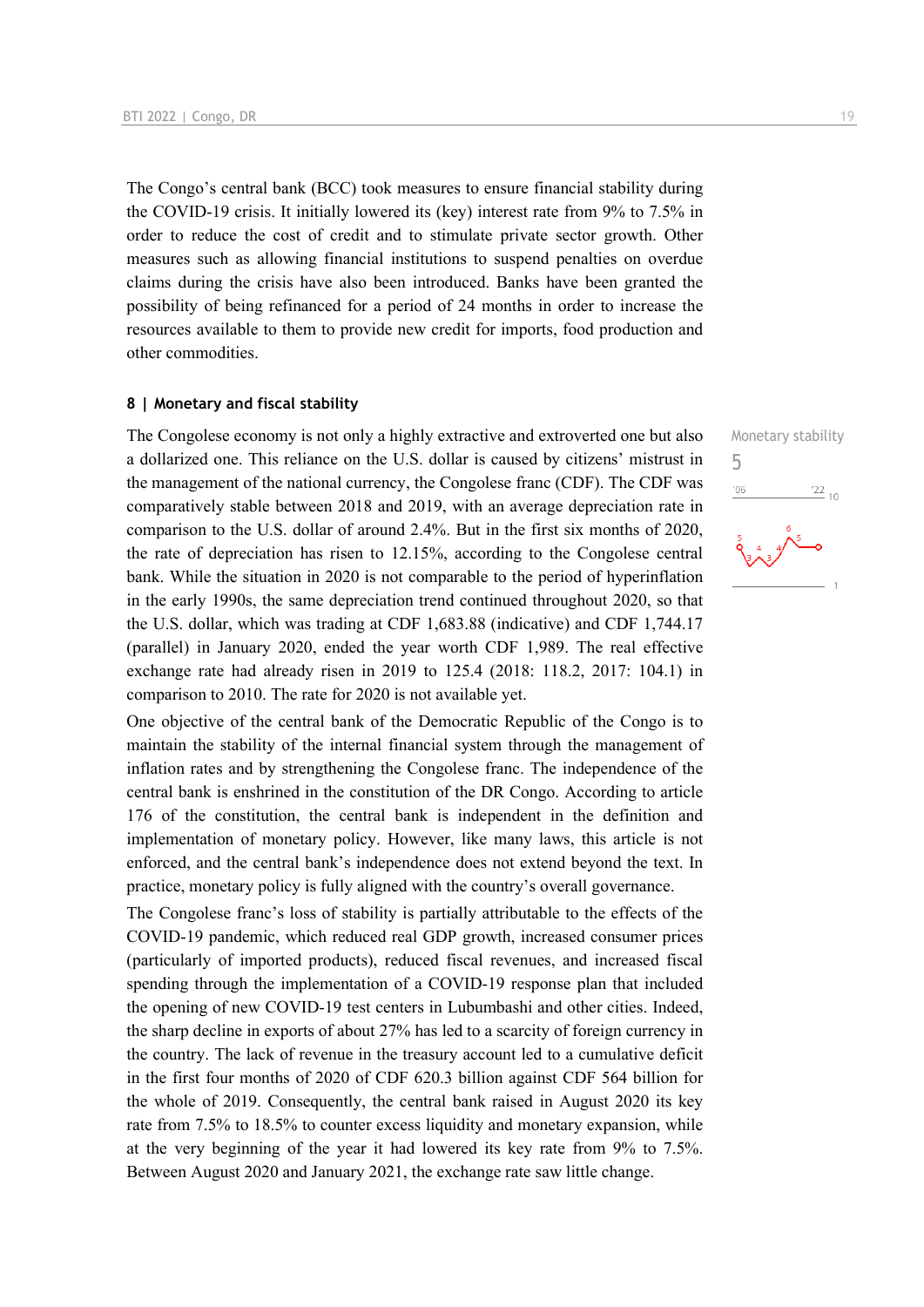The Congo's central bank (BCC) took measures to ensure financial stability during the COVID-19 crisis. It initially lowered its (key) interest rate from 9% to 7.5% in order to reduce the cost of credit and to stimulate private sector growth. Other measures such as allowing financial institutions to suspend penalties on overdue claims during the crisis have also been introduced. Banks have been granted the possibility of being refinanced for a period of 24 months in order to increase the resources available to them to provide new credit for imports, food production and other commodities.

### 8 | Monetary and fiscal stability

Monetary stability
5

The Congolese economy is not only a highly extractive and extroverted one but also a dollarized one. This reliance on the U.S. dollar is caused by citizens' mistrust in the management of the national currency, the Congolese franc (CDF). The CDF was comparatively stable between 2018 and 2019, with an average depreciation rate in comparison to the U.S. dollar of around 2.4%. But in the first six months of 2020, the rate of depreciation has risen to 12.15%, according to the Congolese central bank. While the situation in 2020 is not comparable to the period of hyperinflation in the early 1990s, the same depreciation trend continued throughout 2020, so that the U.S. dollar, which was trading at CDF 1,683.88 (indicative) and CDF 1,744.17 (parallel) in January 2020, ended the year worth CDF 1,989. The real effective exchange rate had already risen in 2019 to 125.4 (2018: 118.2, 2017: 104.1) in comparison to 2010. The rate for 2020 is not available yet.

One objective of the central bank of the Democratic Republic of the Congo is to maintain the stability of the internal financial system through the management of inflation rates and by strengthening the Congolese franc. The independence of the central bank is enshrined in the constitution of the DR Congo. According to article 176 of the constitution, the central bank is independent in the definition and implementation of monetary policy. However, like many laws, this article is not enforced, and the central bank's independence does not extend beyond the text. In practice, monetary policy is fully aligned with the country's overall governance.

The Congolese franc's loss of stability is partially attributable to the effects of the COVID-19 pandemic, which reduced real GDP growth, increased consumer prices (particularly of imported products), reduced fiscal revenues, and increased fiscal spending through the implementation of a COVID-19 response plan that included the opening of new COVID-19 test centers in Lubumbashi and other cities. Indeed, the sharp decline in exports of about 27% has led to a scarcity of foreign currency in the country. The lack of revenue in the treasury account led to a cumulative deficit in the first four months of 2020 of CDF 620.3 billion against CDF 564 billion for the whole of 2019. Consequently, the central bank raised in August 2020 its key rate from 7.5% to 18.5% to counter excess liquidity and monetary expansion, while at the very beginning of the year it had lowered its key rate from 9% to 7.5%. Between August 2020 and January 2021, the exchange rate saw little change.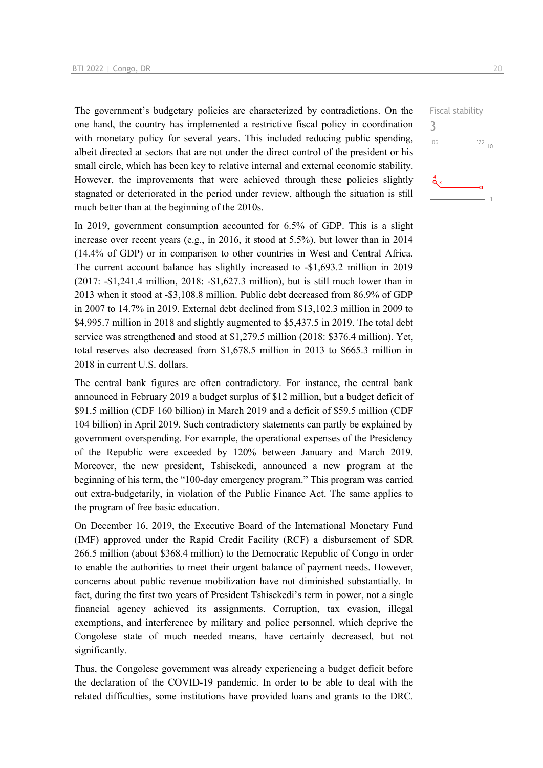Fiscal stability

3

The government's budgetary policies are characterized by contradictions. On the one hand, the country has implemented a restrictive fiscal policy in coordination with monetary policy for several years. This included reducing public spending, albeit directed at sectors that are not under the direct control of the president or his small circle, which has been key to relative internal and external economic stability. However, the improvements that were achieved through these policies slightly stagnated or deteriorated in the period under review, although the situation is still much better than at the beginning of the 2010s.

In 2019, government consumption accounted for 6.5% of GDP. This is a slight increase over recent years (e.g., in 2016, it stood at 5.5%), but lower than in 2014 (14.4% of GDP) or in comparison to other countries in West and Central Africa. The current account balance has slightly increased to -$1,693.2 million in 2019 (2017: -$1,241.4 million, 2018: -$1,627.3 million), but is still much lower than in 2013 when it stood at -$3,108.8 million. Public debt decreased from 86.9% of GDP in 2007 to 14.7% in 2019. External debt declined from $13,102.3 million in 2009 to $4,995.7 million in 2018 and slightly augmented to $5,437.5 in 2019. The total debt service was strengthened and stood at $1,279.5 million (2018: $376.4 million). Yet, total reserves also decreased from $1,678.5 million in 2013 to $665.3 million in 2018 in current U.S. dollars.

The central bank figures are often contradictory. For instance, the central bank announced in February 2019 a budget surplus of $12 million, but a budget deficit of $91.5 million (CDF 160 billion) in March 2019 and a deficit of $59.5 million (CDF 104 billion) in April 2019. Such contradictory statements can partly be explained by government overspending. For example, the operational expenses of the Presidency of the Republic were exceeded by 120% between January and March 2019. Moreover, the new president, Tshisekedi, announced a new program at the beginning of his term, the "100-day emergency program." This program was carried out extra-budgetarily, in violation of the Public Finance Act. The same applies to the program of free basic education.

On December 16, 2019, the Executive Board of the International Monetary Fund (IMF) approved under the Rapid Credit Facility (RCF) a disbursement of SDR 266.5 million (about $368.4 million) to the Democratic Republic of Congo in order to enable the authorities to meet their urgent balance of payment needs. However, concerns about public revenue mobilization have not diminished substantially. In fact, during the first two years of President Tshisekedi's term in power, not a single financial agency achieved its assignments. Corruption, tax evasion, illegal exemptions, and interference by military and police personnel, which deprive the Congolese state of much needed means, have certainly decreased, but not significantly.

Thus, the Congolese government was already experiencing a budget deficit before the declaration of the COVID-19 pandemic. In order to be able to deal with the related difficulties, some institutions have provided loans and grants to the DRC.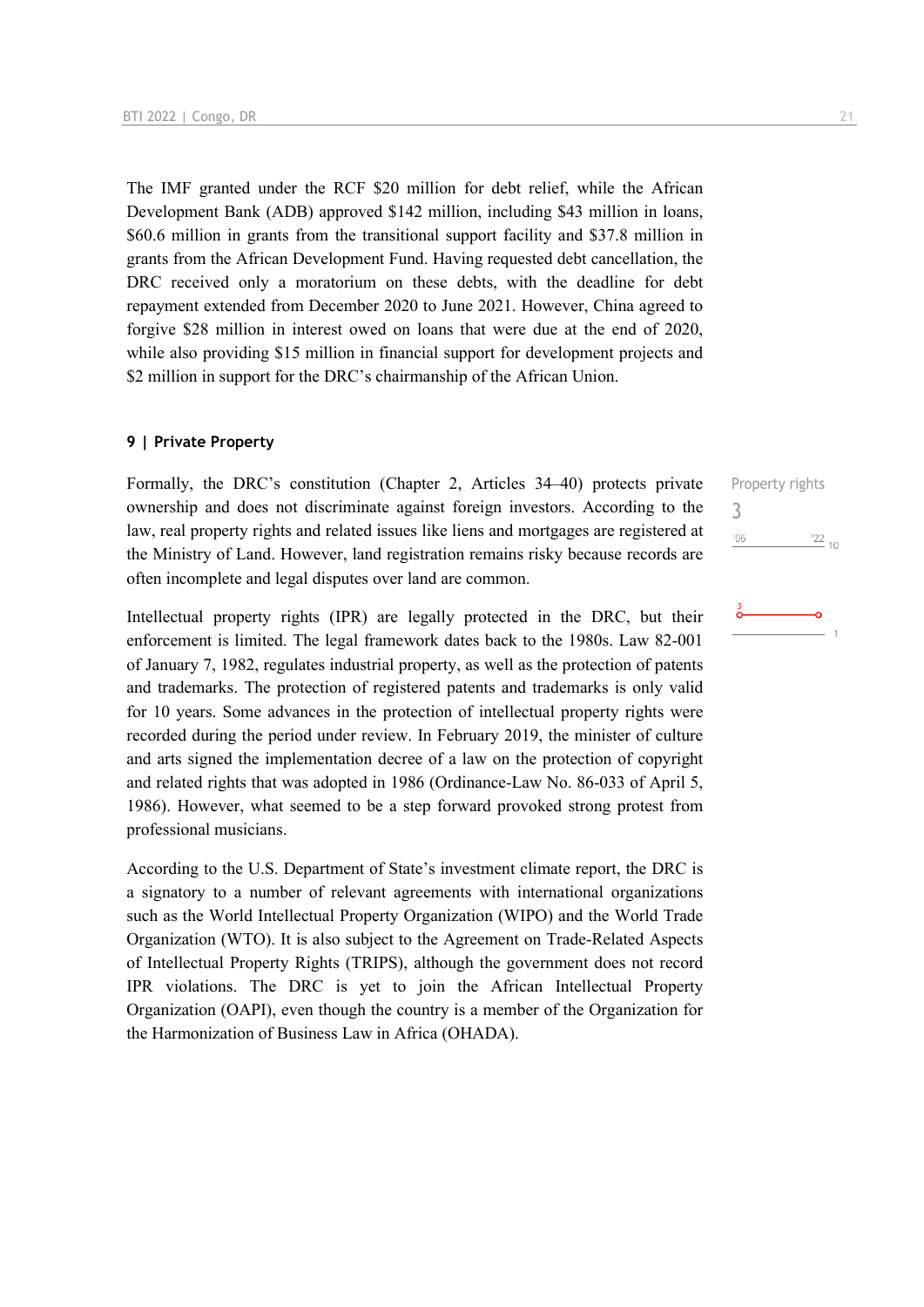The IMF granted under the RCF $20 million for debt relief, while the African Development Bank (ADB) approved $142 million, including $43 million in loans, $60.6 million in grants from the transitional support facility and $37.8 million in grants from the African Development Fund. Having requested debt cancellation, the DRC received only a moratorium on these debts, with the deadline for debt repayment extended from December 2020 to June 2021. However, China agreed to forgive $28 million in interest owed on loans that were due at the end of 2020, while also providing $15 million in financial support for development projects and $2 million in support for the DRC's chairmanship of the African Union.

## 9 | Private Property

Property rights

3

Formally, the DRC's constitution (Chapter 2, Articles 34–40) protects private ownership and does not discriminate against foreign investors. According to the law, real property rights and related issues like liens and mortgages are registered at the Ministry of Land. However, land registration remains risky because records are often incomplete and legal disputes over land are common.

Intellectual property rights (IPR) are legally protected in the DRC, but their enforcement is limited. The legal framework dates back to the 1980s. Law 82-001 of January 7, 1982, regulates industrial property, as well as the protection of patents and trademarks. The protection of registered patents and trademarks is only valid for 10 years. Some advances in the protection of intellectual property rights were recorded during the period under review. In February 2019, the minister of culture and arts signed the implementation decree of a law on the protection of copyright and related rights that was adopted in 1986 (Ordinance-Law No. 86-033 of April 5, 1986). However, what seemed to be a step forward provoked strong protest from professional musicians.

According to the U.S. Department of State's investment climate report, the DRC is a signatory to a number of relevant agreements with international organizations such as the World Intellectual Property Organization (WIPO) and the World Trade Organization (WTO). It is also subject to the Agreement on Trade-Related Aspects of Intellectual Property Rights (TRIPS), although the government does not record IPR violations. The DRC is yet to join the African Intellectual Property Organization (OAPI), even though the country is a member of the Organization for the Harmonization of Business Law in Africa (OHADA).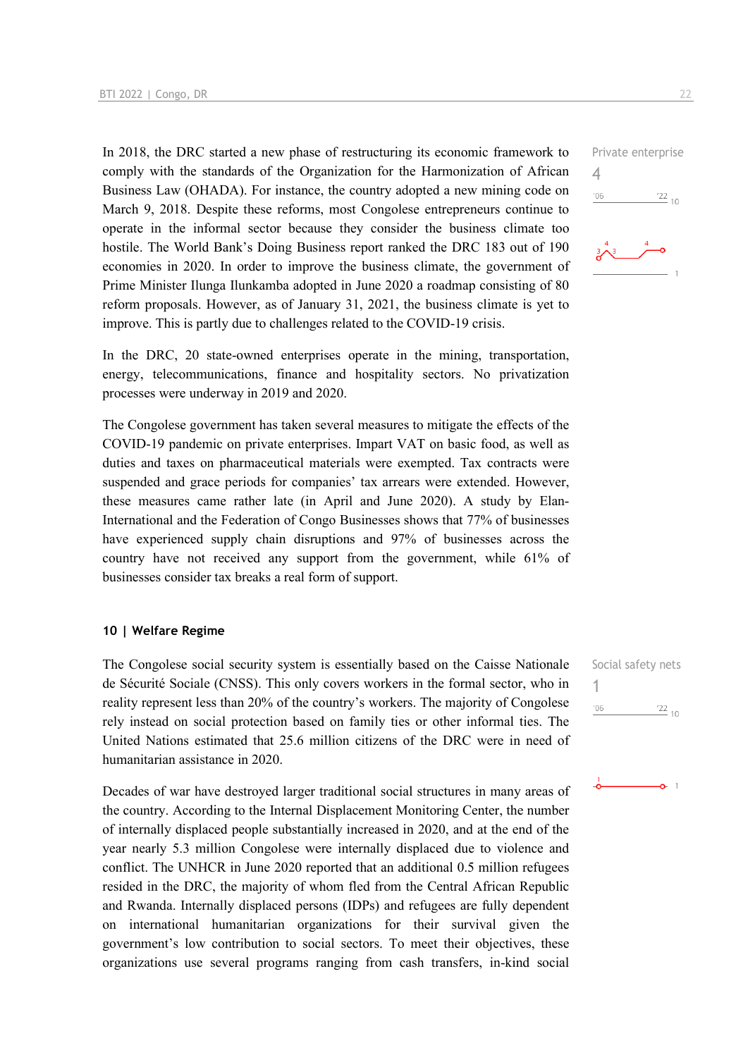In 2018, the DRC started a new phase of restructuring its economic framework to comply with the standards of the Organization for the Harmonization of African Business Law (OHADA). For instance, the country adopted a new mining code on March 9, 2018. Despite these reforms, most Congolese entrepreneurs continue to operate in the informal sector because they consider the business climate too hostile. The World Bank's Doing Business report ranked the DRC 183 out of 190 economies in 2020. In order to improve the business climate, the government of Prime Minister Ilunga Ilunkamba adopted in June 2020 a roadmap consisting of 80 reform proposals. However, as of January 31, 2021, the business climate is yet to improve. This is partly due to challenges related to the COVID-19 crisis.

Private enterprise
4

In the DRC, 20 state-owned enterprises operate in the mining, transportation, energy, telecommunications, finance and hospitality sectors. No privatization processes were underway in 2019 and 2020.

The Congolese government has taken several measures to mitigate the effects of the COVID-19 pandemic on private enterprises. Impart VAT on basic food, as well as duties and taxes on pharmaceutical materials were exempted. Tax contracts were suspended and grace periods for companies' tax arrears were extended. However, these measures came rather late (in April and June 2020). A study by Elan-International and the Federation of Congo Businesses shows that 77% of businesses have experienced supply chain disruptions and 97% of businesses across the country have not received any support from the government, while 61% of businesses consider tax breaks a real form of support.

## 10 | Welfare Regime

The Congolese social security system is essentially based on the Caisse Nationale de Sécurité Sociale (CNSS). This only covers workers in the formal sector, who in reality represent less than 20% of the country's workers. The majority of Congolese rely instead on social protection based on family ties or other informal ties. The United Nations estimated that 25.6 million citizens of the DRC were in need of humanitarian assistance in 2020.

Social safety nets
1

Decades of war have destroyed larger traditional social structures in many areas of the country. According to the Internal Displacement Monitoring Center, the number of internally displaced people substantially increased in 2020, and at the end of the year nearly 5.3 million Congolese were internally displaced due to violence and conflict. The UNHCR in June 2020 reported that an additional 0.5 million refugees resided in the DRC, the majority of whom fled from the Central African Republic and Rwanda. Internally displaced persons (IDPs) and refugees are fully dependent on international humanitarian organizations for their survival given the government's low contribution to social sectors. To meet their objectives, these organizations use several programs ranging from cash transfers, in-kind social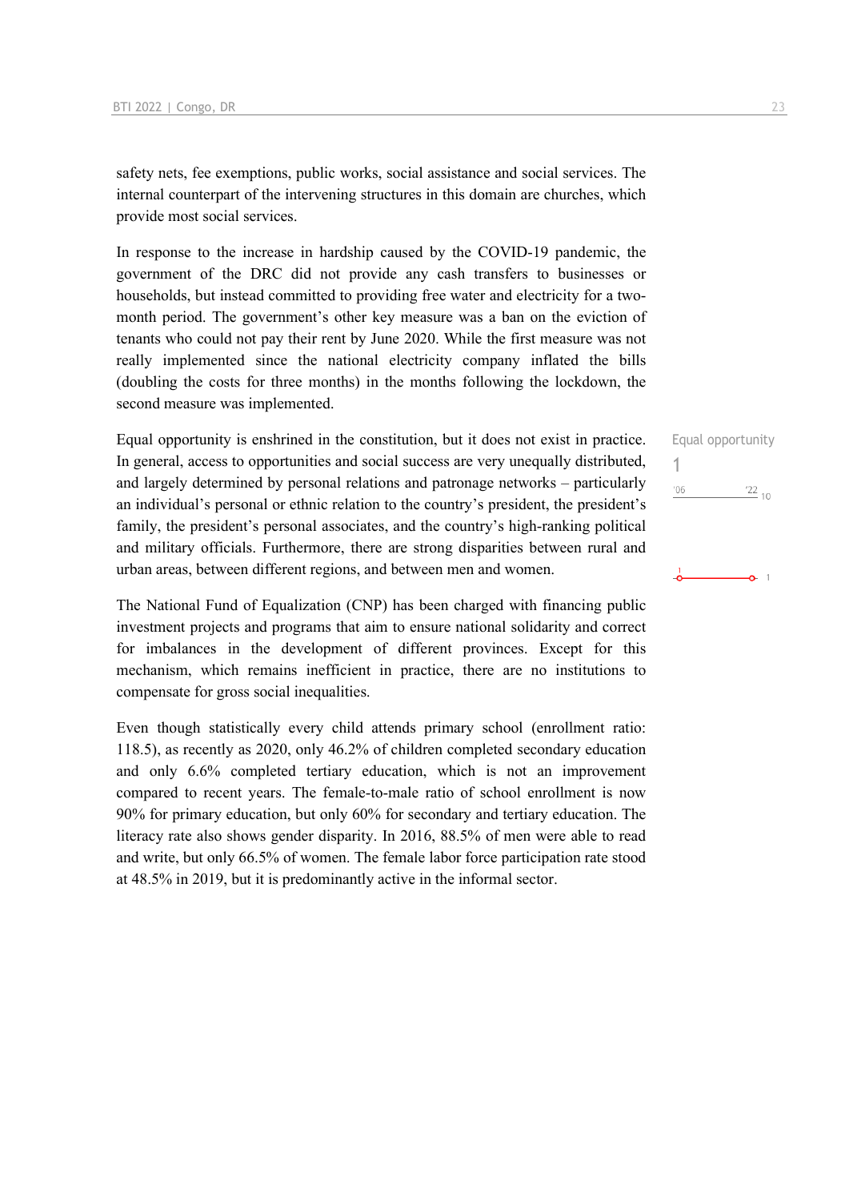safety nets, fee exemptions, public works, social assistance and social services. The internal counterpart of the intervening structures in this domain are churches, which provide most social services.

In response to the increase in hardship caused by the COVID-19 pandemic, the government of the DRC did not provide any cash transfers to businesses or households, but instead committed to providing free water and electricity for a two-month period. The government's other key measure was a ban on the eviction of tenants who could not pay their rent by June 2020. While the first measure was not really implemented since the national electricity company inflated the bills (doubling the costs for three months) in the months following the lockdown, the second measure was implemented.

Equal opportunity

1

'06 '22 10

Equal opportunity is enshrined in the constitution, but it does not exist in practice. In general, access to opportunities and social success are very unequally distributed, and largely determined by personal relations and patronage networks – particularly an individual's personal or ethnic relation to the country's president, the president's family, the president's personal associates, and the country's high-ranking political and military officials. Furthermore, there are strong disparities between rural and urban areas, between different regions, and between men and women.

The National Fund of Equalization (CNP) has been charged with financing public investment projects and programs that aim to ensure national solidarity and correct for imbalances in the development of different provinces. Except for this mechanism, which remains inefficient in practice, there are no institutions to compensate for gross social inequalities.

Even though statistically every child attends primary school (enrollment ratio: 118.5), as recently as 2020, only 46.2% of children completed secondary education and only 6.6% completed tertiary education, which is not an improvement compared to recent years. The female-to-male ratio of school enrollment is now 90% for primary education, but only 60% for secondary and tertiary education. The literacy rate also shows gender disparity. In 2016, 88.5% of men were able to read and write, but only 66.5% of women. The female labor force participation rate stood at 48.5% in 2019, but it is predominantly active in the informal sector.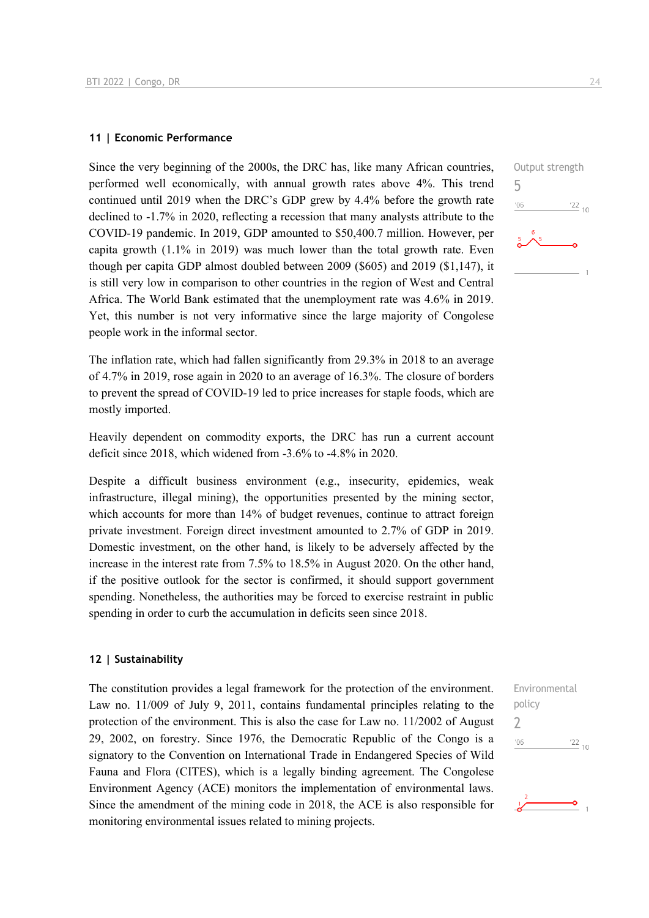## 11 | Economic Performance

Output strength
5

Since the very beginning of the 2000s, the DRC has, like many African countries, performed well economically, with annual growth rates above 4%. This trend continued until 2019 when the DRC's GDP grew by 4.4% before the growth rate declined to -1.7% in 2020, reflecting a recession that many analysts attribute to the COVID-19 pandemic. In 2019, GDP amounted to $50,400.7 million. However, per capita growth (1.1% in 2019) was much lower than the total growth rate. Even though per capita GDP almost doubled between 2009 ($605) and 2019 ($1,147), it is still very low in comparison to other countries in the region of West and Central Africa. The World Bank estimated that the unemployment rate was 4.6% in 2019. Yet, this number is not very informative since the large majority of Congolese people work in the informal sector.

The inflation rate, which had fallen significantly from 29.3% in 2018 to an average of 4.7% in 2019, rose again in 2020 to an average of 16.3%. The closure of borders to prevent the spread of COVID-19 led to price increases for staple foods, which are mostly imported.

Heavily dependent on commodity exports, the DRC has run a current account deficit since 2018, which widened from -3.6% to -4.8% in 2020.

Despite a difficult business environment (e.g., insecurity, epidemics, weak infrastructure, illegal mining), the opportunities presented by the mining sector, which accounts for more than 14% of budget revenues, continue to attract foreign private investment. Foreign direct investment amounted to 2.7% of GDP in 2019. Domestic investment, on the other hand, is likely to be adversely affected by the increase in the interest rate from 7.5% to 18.5% in August 2020. On the other hand, if the positive outlook for the sector is confirmed, it should support government spending. Nonetheless, the authorities may be forced to exercise restraint in public spending in order to curb the accumulation in deficits seen since 2018.

## 12 | Sustainability

Environmental policy
2

The constitution provides a legal framework for the protection of the environment. Law no. 11/009 of July 9, 2011, contains fundamental principles relating to the protection of the environment. This is also the case for Law no. 11/2002 of August 29, 2002, on forestry. Since 1976, the Democratic Republic of the Congo is a signatory to the Convention on International Trade in Endangered Species of Wild Fauna and Flora (CITES), which is a legally binding agreement. The Congolese Environment Agency (ACE) monitors the implementation of environmental laws. Since the amendment of the mining code in 2018, the ACE is also responsible for monitoring environmental issues related to mining projects.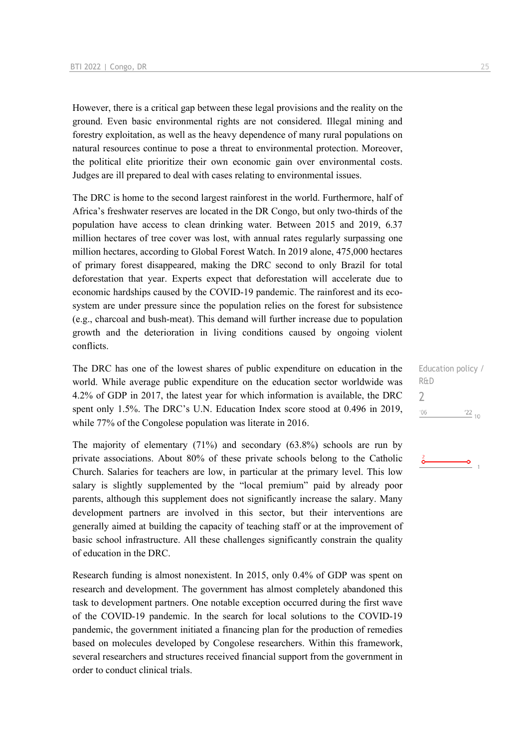However, there is a critical gap between these legal provisions and the reality on the ground. Even basic environmental rights are not considered. Illegal mining and forestry exploitation, as well as the heavy dependence of many rural populations on natural resources continue to pose a threat to environmental protection. Moreover, the political elite prioritize their own economic gain over environmental costs. Judges are ill prepared to deal with cases relating to environmental issues.

The DRC is home to the second largest rainforest in the world. Furthermore, half of Africa's freshwater reserves are located in the DR Congo, but only two-thirds of the population have access to clean drinking water. Between 2015 and 2019, 6.37 million hectares of tree cover was lost, with annual rates regularly surpassing one million hectares, according to Global Forest Watch. In 2019 alone, 475,000 hectares of primary forest disappeared, making the DRC second to only Brazil for total deforestation that year. Experts expect that deforestation will accelerate due to economic hardships caused by the COVID-19 pandemic. The rainforest and its eco-system are under pressure since the population relies on the forest for subsistence (e.g., charcoal and bush-meat). This demand will further increase due to population growth and the deterioration in living conditions caused by ongoing violent conflicts.

Education policy / R&D

2

'06 '22 10

2 — 1

The DRC has one of the lowest shares of public expenditure on education in the world. While average public expenditure on the education sector worldwide was 4.2% of GDP in 2017, the latest year for which information is available, the DRC spent only 1.5%. The DRC's U.N. Education Index score stood at 0.496 in 2019, while 77% of the Congolese population was literate in 2016.

The majority of elementary (71%) and secondary (63.8%) schools are run by private associations. About 80% of these private schools belong to the Catholic Church. Salaries for teachers are low, in particular at the primary level. This low salary is slightly supplemented by the "local premium" paid by already poor parents, although this supplement does not significantly increase the salary. Many development partners are involved in this sector, but their interventions are generally aimed at building the capacity of teaching staff or at the improvement of basic school infrastructure. All these challenges significantly constrain the quality of education in the DRC.

Research funding is almost nonexistent. In 2015, only 0.4% of GDP was spent on research and development. The government has almost completely abandoned this task to development partners. One notable exception occurred during the first wave of the COVID-19 pandemic. In the search for local solutions to the COVID-19 pandemic, the government initiated a financing plan for the production of remedies based on molecules developed by Congolese researchers. Within this framework, several researchers and structures received financial support from the government in order to conduct clinical trials.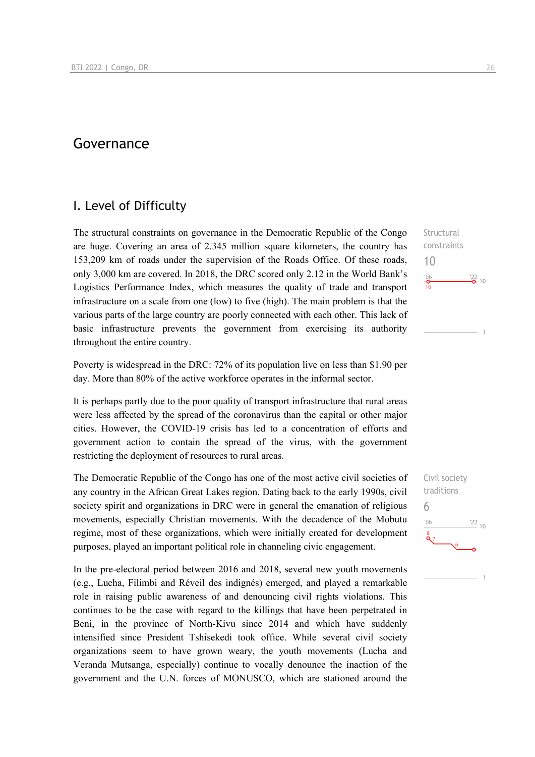# Governance

## I. Level of Difficulty

The structural constraints on governance in the Democratic Republic of the Congo are huge. Covering an area of 2.345 million square kilometers, the country has 153,209 km of roads under the supervision of the Roads Office. Of these roads, only 3,000 km are covered. In 2018, the DRC scored only 2.12 in the World Bank's Logistics Performance Index, which measures the quality of trade and transport infrastructure on a scale from one (low) to five (high). The main problem is that the various parts of the large country are poorly connected with each other. This lack of basic infrastructure prevents the government from exercising its authority throughout the entire country.

Structural constraints
10

Poverty is widespread in the DRC: 72% of its population live on less than $1.90 per day. More than 80% of the active workforce operates in the informal sector.

It is perhaps partly due to the poor quality of transport infrastructure that rural areas were less affected by the spread of the coronavirus than the capital or other major cities. However, the COVID-19 crisis has led to a concentration of efforts and government action to contain the spread of the virus, with the government restricting the deployment of resources to rural areas.

The Democratic Republic of the Congo has one of the most active civil societies of any country in the African Great Lakes region. Dating back to the early 1990s, civil society spirit and organizations in DRC were in general the emanation of religious movements, especially Christian movements. With the decadence of the Mobutu regime, most of these organizations, which were initially created for development purposes, played an important political role in channeling civic engagement.

Civil society traditions
6

In the pre-electoral period between 2016 and 2018, several new youth movements (e.g., Lucha, Filimbi and Réveil des indignés) emerged, and played a remarkable role in raising public awareness of and denouncing civil rights violations. This continues to be the case with regard to the killings that have been perpetrated in Beni, in the province of North-Kivu since 2014 and which have suddenly intensified since President Tshisekedi took office. While several civil society organizations seem to have grown weary, the youth movements (Lucha and Veranda Mutsanga, especially) continue to vocally denounce the inaction of the government and the U.N. forces of MONUSCO, which are stationed around the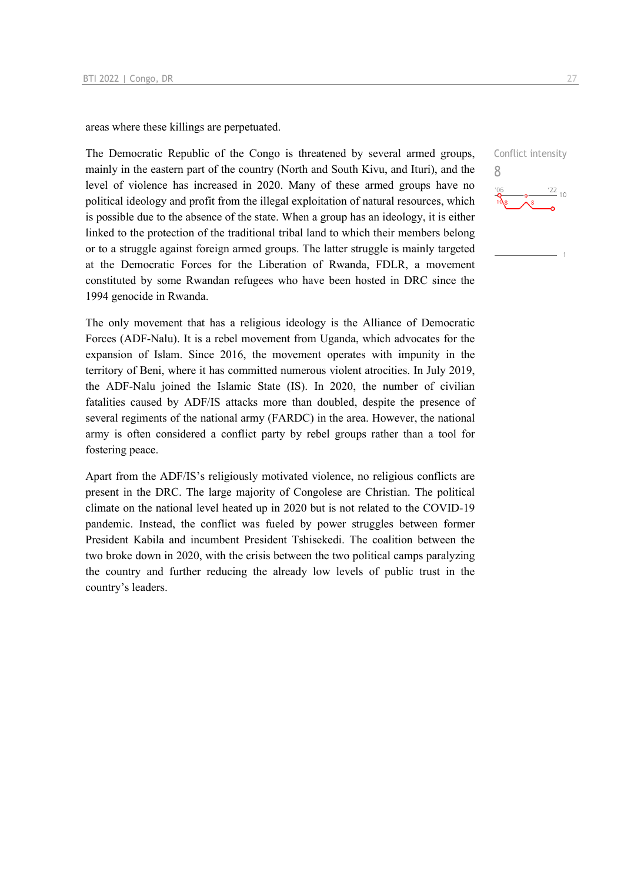areas where these killings are perpetuated.

The Democratic Republic of the Congo is threatened by several armed groups, mainly in the eastern part of the country (North and South Kivu, and Ituri), and the level of violence has increased in 2020. Many of these armed groups have no political ideology and profit from the illegal exploitation of natural resources, which is possible due to the absence of the state. When a group has an ideology, it is either linked to the protection of the traditional tribal land to which their members belong or to a struggle against foreign armed groups. The latter struggle is mainly targeted at the Democratic Forces for the Liberation of Rwanda, FDLR, a movement constituted by some Rwandan refugees who have been hosted in DRC since the 1994 genocide in Rwanda.

Conflict intensity
8

The only movement that has a religious ideology is the Alliance of Democratic Forces (ADF-Nalu). It is a rebel movement from Uganda, which advocates for the expansion of Islam. Since 2016, the movement operates with impunity in the territory of Beni, where it has committed numerous violent atrocities. In July 2019, the ADF-Nalu joined the Islamic State (IS). In 2020, the number of civilian fatalities caused by ADF/IS attacks more than doubled, despite the presence of several regiments of the national army (FARDC) in the area. However, the national army is often considered a conflict party by rebel groups rather than a tool for fostering peace.

Apart from the ADF/IS's religiously motivated violence, no religious conflicts are present in the DRC. The large majority of Congolese are Christian. The political climate on the national level heated up in 2020 but is not related to the COVID-19 pandemic. Instead, the conflict was fueled by power struggles between former President Kabila and incumbent President Tshisekedi. The coalition between the two broke down in 2020, with the crisis between the two political camps paralyzing the country and further reducing the already low levels of public trust in the country's leaders.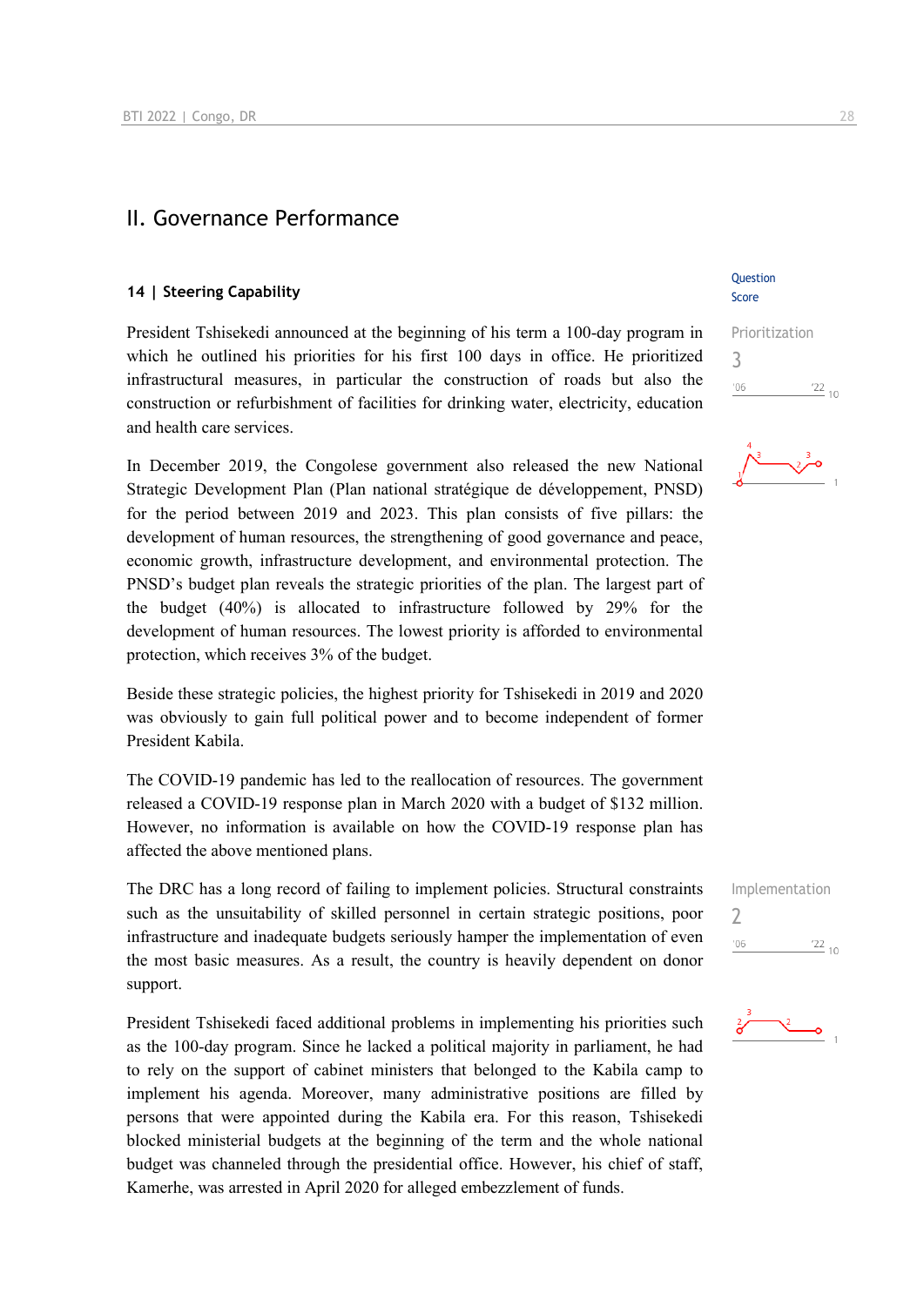## II. Governance Performance

### 14 | Steering Capability

Question Score

President Tshisekedi announced at the beginning of his term a 100-day program in which he outlined his priorities for his first 100 days in office. He prioritized infrastructural measures, in particular the construction of roads but also the construction or refurbishment of facilities for drinking water, electricity, education and health care services.

Prioritization
3

In December 2019, the Congolese government also released the new National Strategic Development Plan (Plan national stratégique de développement, PNSD) for the period between 2019 and 2023. This plan consists of five pillars: the development of human resources, the strengthening of good governance and peace, economic growth, infrastructure development, and environmental protection. The PNSD's budget plan reveals the strategic priorities of the plan. The largest part of the budget (40%) is allocated to infrastructure followed by 29% for the development of human resources. The lowest priority is afforded to environmental protection, which receives 3% of the budget.

Beside these strategic policies, the highest priority for Tshisekedi in 2019 and 2020 was obviously to gain full political power and to become independent of former President Kabila.

The COVID-19 pandemic has led to the reallocation of resources. The government released a COVID-19 response plan in March 2020 with a budget of $132 million. However, no information is available on how the COVID-19 response plan has affected the above mentioned plans.

The DRC has a long record of failing to implement policies. Structural constraints such as the unsuitability of skilled personnel in certain strategic positions, poor infrastructure and inadequate budgets seriously hamper the implementation of even the most basic measures. As a result, the country is heavily dependent on donor support.

Implementation
2

President Tshisekedi faced additional problems in implementing his priorities such as the 100-day program. Since he lacked a political majority in parliament, he had to rely on the support of cabinet ministers that belonged to the Kabila camp to implement his agenda. Moreover, many administrative positions are filled by persons that were appointed during the Kabila era. For this reason, Tshisekedi blocked ministerial budgets at the beginning of the term and the whole national budget was channeled through the presidential office. However, his chief of staff, Kamerhe, was arrested in April 2020 for alleged embezzlement of funds.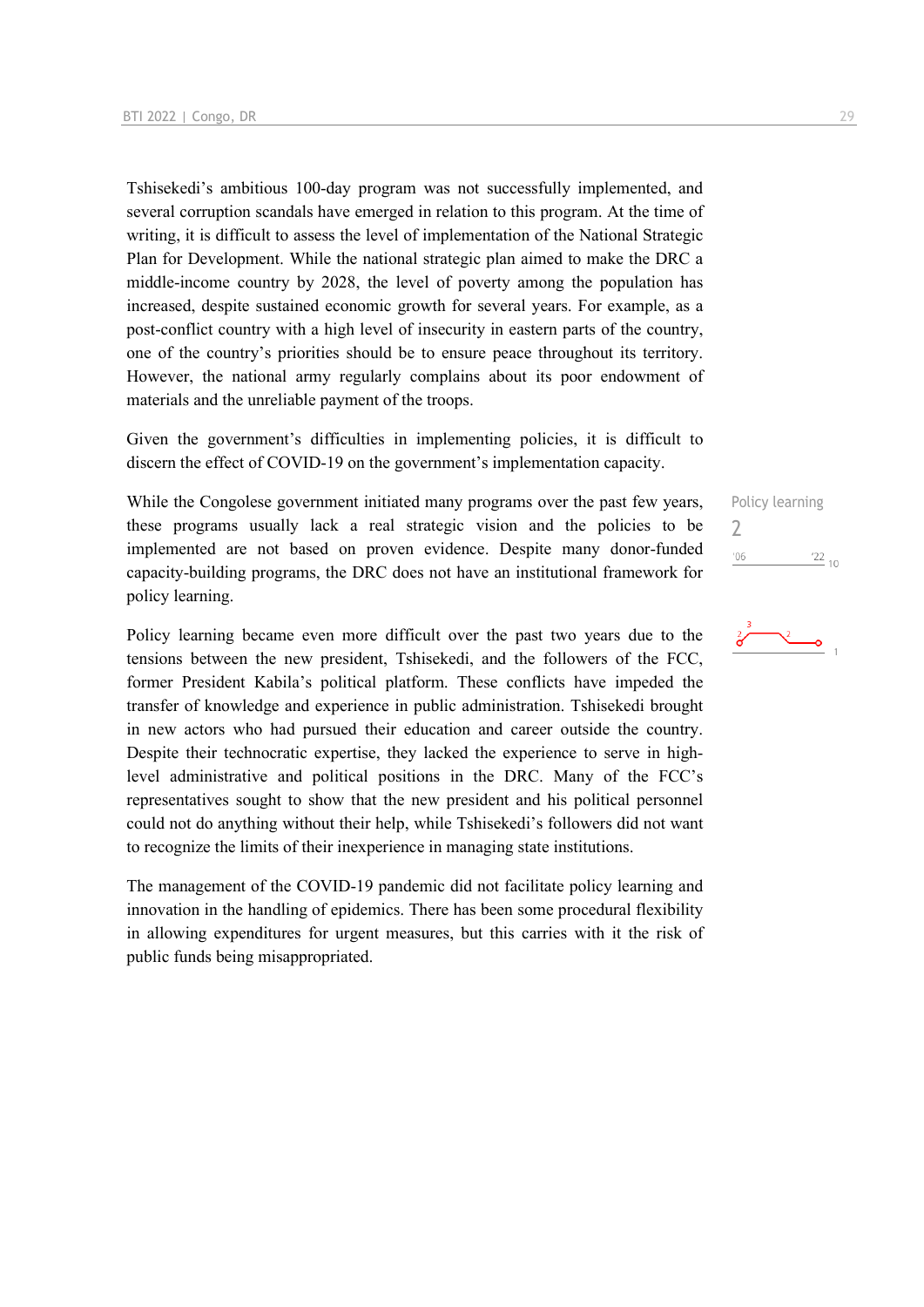Tshisekedi's ambitious 100-day program was not successfully implemented, and several corruption scandals have emerged in relation to this program. At the time of writing, it is difficult to assess the level of implementation of the National Strategic Plan for Development. While the national strategic plan aimed to make the DRC a middle-income country by 2028, the level of poverty among the population has increased, despite sustained economic growth for several years. For example, as a post-conflict country with a high level of insecurity in eastern parts of the country, one of the country's priorities should be to ensure peace throughout its territory. However, the national army regularly complains about its poor endowment of materials and the unreliable payment of the troops.

Given the government's difficulties in implementing policies, it is difficult to discern the effect of COVID-19 on the government's implementation capacity.

Policy learning
2

While the Congolese government initiated many programs over the past few years, these programs usually lack a real strategic vision and the policies to be implemented are not based on proven evidence. Despite many donor-funded capacity-building programs, the DRC does not have an institutional framework for policy learning.

Policy learning became even more difficult over the past two years due to the tensions between the new president, Tshisekedi, and the followers of the FCC, former President Kabila's political platform. These conflicts have impeded the transfer of knowledge and experience in public administration. Tshisekedi brought in new actors who had pursued their education and career outside the country. Despite their technocratic expertise, they lacked the experience to serve in high-level administrative and political positions in the DRC. Many of the FCC's representatives sought to show that the new president and his political personnel could not do anything without their help, while Tshisekedi's followers did not want to recognize the limits of their inexperience in managing state institutions.

The management of the COVID-19 pandemic did not facilitate policy learning and innovation in the handling of epidemics. There has been some procedural flexibility in allowing expenditures for urgent measures, but this carries with it the risk of public funds being misappropriated.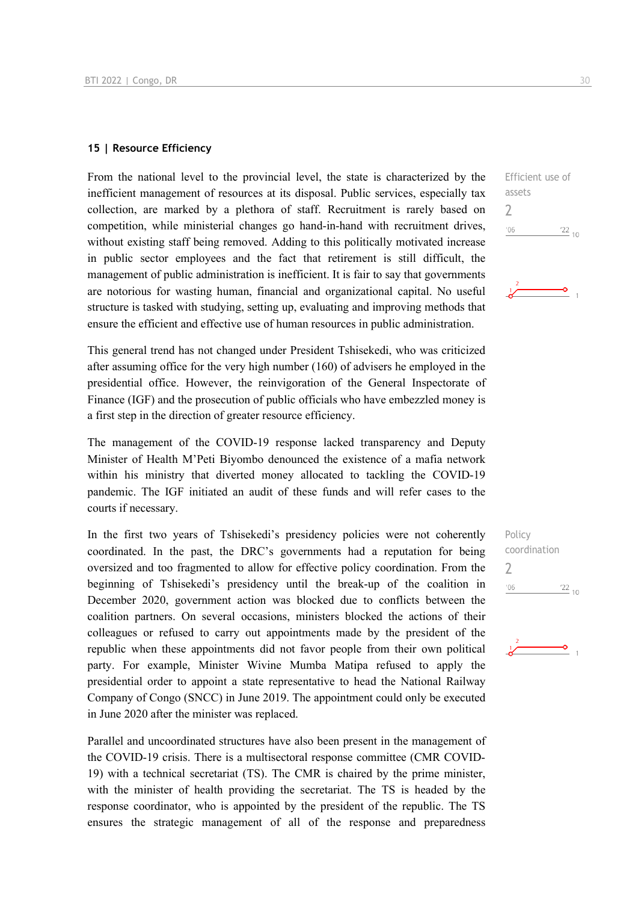## 15 | Resource Efficiency

Efficient use of assets

2

'06 '22 10

From the national level to the provincial level, the state is characterized by the inefficient management of resources at its disposal. Public services, especially tax collection, are marked by a plethora of staff. Recruitment is rarely based on competition, while ministerial changes go hand-in-hand with recruitment drives, without existing staff being removed. Adding to this politically motivated increase in public sector employees and the fact that retirement is still difficult, the management of public administration is inefficient. It is fair to say that governments are notorious for wasting human, financial and organizational capital. No useful structure is tasked with studying, setting up, evaluating and improving methods that ensure the efficient and effective use of human resources in public administration.

This general trend has not changed under President Tshisekedi, who was criticized after assuming office for the very high number (160) of advisers he employed in the presidential office. However, the reinvigoration of the General Inspectorate of Finance (IGF) and the prosecution of public officials who have embezzled money is a first step in the direction of greater resource efficiency.

The management of the COVID-19 response lacked transparency and Deputy Minister of Health M'Peti Biyombo denounced the existence of a mafia network within his ministry that diverted money allocated to tackling the COVID-19 pandemic. The IGF initiated an audit of these funds and will refer cases to the courts if necessary.

Policy coordination

2

'06 '22 10

In the first two years of Tshisekedi's presidency policies were not coherently coordinated. In the past, the DRC's governments had a reputation for being oversized and too fragmented to allow for effective policy coordination. From the beginning of Tshisekedi's presidency until the break-up of the coalition in December 2020, government action was blocked due to conflicts between the coalition partners. On several occasions, ministers blocked the actions of their colleagues or refused to carry out appointments made by the president of the republic when these appointments did not favor people from their own political party. For example, Minister Wivine Mumba Matipa refused to apply the presidential order to appoint a state representative to head the National Railway Company of Congo (SNCC) in June 2019. The appointment could only be executed in June 2020 after the minister was replaced.

Parallel and uncoordinated structures have also been present in the management of the COVID-19 crisis. There is a multisectoral response committee (CMR COVID-19) with a technical secretariat (TS). The CMR is chaired by the prime minister, with the minister of health providing the secretariat. The TS is headed by the response coordinator, who is appointed by the president of the republic. The TS ensures the strategic management of all of the response and preparedness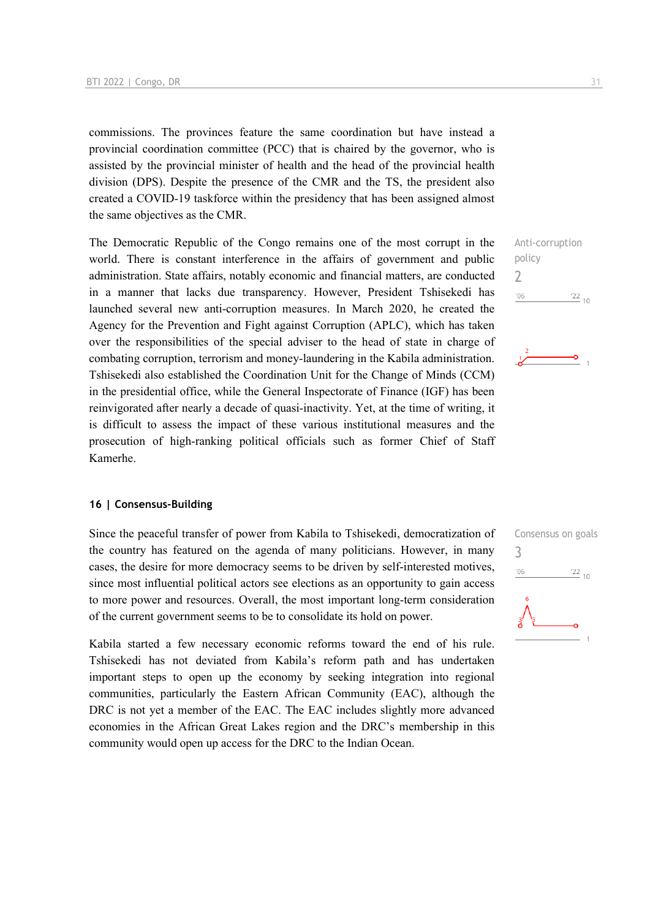commissions. The provinces feature the same coordination but have instead a provincial coordination committee (PCC) that is chaired by the governor, who is assisted by the provincial minister of health and the head of the provincial health division (DPS). Despite the presence of the CMR and the TS, the president also created a COVID-19 taskforce within the presidency that has been assigned almost the same objectives as the CMR.

Anti-corruption policy
2

The Democratic Republic of the Congo remains one of the most corrupt in the world. There is constant interference in the affairs of government and public administration. State affairs, notably economic and financial matters, are conducted in a manner that lacks due transparency. However, President Tshisekedi has launched several new anti-corruption measures. In March 2020, he created the Agency for the Prevention and Fight against Corruption (APLC), which has taken over the responsibilities of the special adviser to the head of state in charge of combating corruption, terrorism and money-laundering in the Kabila administration. Tshisekedi also established the Coordination Unit for the Change of Minds (CCM) in the presidential office, while the General Inspectorate of Finance (IGF) has been reinvigorated after nearly a decade of quasi-inactivity. Yet, at the time of writing, it is difficult to assess the impact of these various institutional measures and the prosecution of high-ranking political officials such as former Chief of Staff Kamerhe.

## 16 | Consensus-Building

Consensus on goals
3

Since the peaceful transfer of power from Kabila to Tshisekedi, democratization of the country has featured on the agenda of many politicians. However, in many cases, the desire for more democracy seems to be driven by self-interested motives, since most influential political actors see elections as an opportunity to gain access to more power and resources. Overall, the most important long-term consideration of the current government seems to be to consolidate its hold on power.

Kabila started a few necessary economic reforms toward the end of his rule. Tshisekedi has not deviated from Kabila's reform path and has undertaken important steps to open up the economy by seeking integration into regional communities, particularly the Eastern African Community (EAC), although the DRC is not yet a member of the EAC. The EAC includes slightly more advanced economies in the African Great Lakes region and the DRC's membership in this community would open up access for the DRC to the Indian Ocean.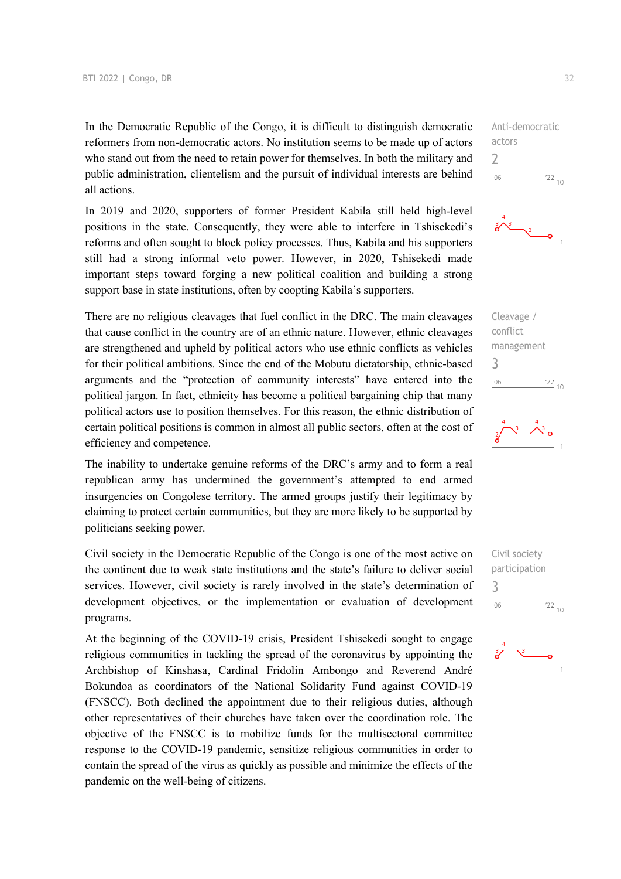In the Democratic Republic of the Congo, it is difficult to distinguish democratic reformers from non-democratic actors. No institution seems to be made up of actors who stand out from the need to retain power for themselves. In both the military and public administration, clientelism and the pursuit of individual interests are behind all actions.

Anti-democratic actors
2

In 2019 and 2020, supporters of former President Kabila still held high-level positions in the state. Consequently, they were able to interfere in Tshisekedi's reforms and often sought to block policy processes. Thus, Kabila and his supporters still had a strong informal veto power. However, in 2020, Tshisekedi made important steps toward forging a new political coalition and building a strong support base in state institutions, often by coopting Kabila's supporters.

There are no religious cleavages that fuel conflict in the DRC. The main cleavages that cause conflict in the country are of an ethnic nature. However, ethnic cleavages are strengthened and upheld by political actors who use ethnic conflicts as vehicles for their political ambitions. Since the end of the Mobutu dictatorship, ethnic-based arguments and the "protection of community interests" have entered into the political jargon. In fact, ethnicity has become a political bargaining chip that many political actors use to position themselves. For this reason, the ethnic distribution of certain political positions is common in almost all public sectors, often at the cost of efficiency and competence.

Cleavage / conflict management
3

The inability to undertake genuine reforms of the DRC's army and to form a real republican army has undermined the government's attempted to end armed insurgencies on Congolese territory. The armed groups justify their legitimacy by claiming to protect certain communities, but they are more likely to be supported by politicians seeking power.

Civil society in the Democratic Republic of the Congo is one of the most active on the continent due to weak state institutions and the state's failure to deliver social services. However, civil society is rarely involved in the state's determination of development objectives, or the implementation or evaluation of development programs.

Civil society participation
3

At the beginning of the COVID-19 crisis, President Tshisekedi sought to engage religious communities in tackling the spread of the coronavirus by appointing the Archbishop of Kinshasa, Cardinal Fridolin Ambongo and Reverend André Bokundoa as coordinators of the National Solidarity Fund against COVID-19 (FNSCC). Both declined the appointment due to their religious duties, although other representatives of their churches have taken over the coordination role. The objective of the FNSCC is to mobilize funds for the multisectoral committee response to the COVID-19 pandemic, sensitize religious communities in order to contain the spread of the virus as quickly as possible and minimize the effects of the pandemic on the well-being of citizens.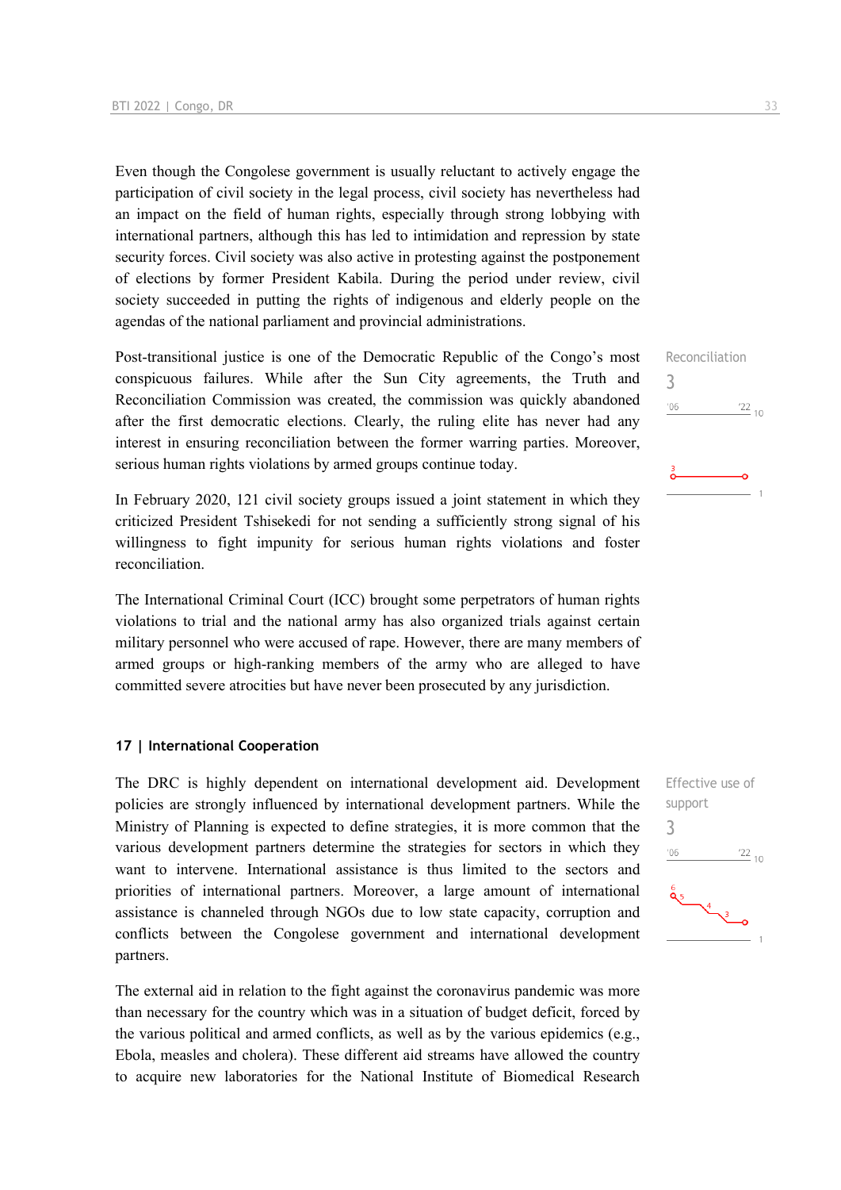Even though the Congolese government is usually reluctant to actively engage the participation of civil society in the legal process, civil society has nevertheless had an impact on the field of human rights, especially through strong lobbying with international partners, although this has led to intimidation and repression by state security forces. Civil society was also active in protesting against the postponement of elections by former President Kabila. During the period under review, civil society succeeded in putting the rights of indigenous and elderly people on the agendas of the national parliament and provincial administrations.

Reconciliation
3

Post-transitional justice is one of the Democratic Republic of the Congo's most conspicuous failures. While after the Sun City agreements, the Truth and Reconciliation Commission was created, the commission was quickly abandoned after the first democratic elections. Clearly, the ruling elite has never had any interest in ensuring reconciliation between the former warring parties. Moreover, serious human rights violations by armed groups continue today.

In February 2020, 121 civil society groups issued a joint statement in which they criticized President Tshisekedi for not sending a sufficiently strong signal of his willingness to fight impunity for serious human rights violations and foster reconciliation.

The International Criminal Court (ICC) brought some perpetrators of human rights violations to trial and the national army has also organized trials against certain military personnel who were accused of rape. However, there are many members of armed groups or high-ranking members of the army who are alleged to have committed severe atrocities but have never been prosecuted by any jurisdiction.

## 17 | International Cooperation

Effective use of support
3

The DRC is highly dependent on international development aid. Development policies are strongly influenced by international development partners. While the Ministry of Planning is expected to define strategies, it is more common that the various development partners determine the strategies for sectors in which they want to intervene. International assistance is thus limited to the sectors and priorities of international partners. Moreover, a large amount of international assistance is channeled through NGOs due to low state capacity, corruption and conflicts between the Congolese government and international development partners.

The external aid in relation to the fight against the coronavirus pandemic was more than necessary for the country which was in a situation of budget deficit, forced by the various political and armed conflicts, as well as by the various epidemics (e.g., Ebola, measles and cholera). These different aid streams have allowed the country to acquire new laboratories for the National Institute of Biomedical Research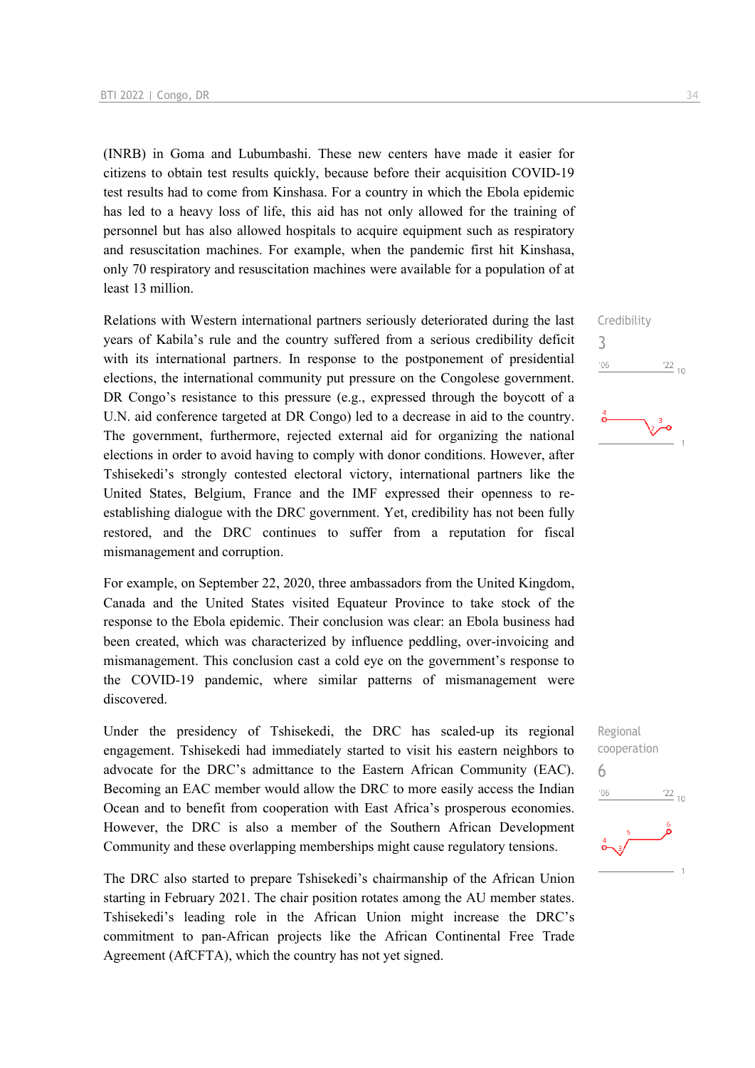(INRB) in Goma and Lubumbashi. These new centers have made it easier for citizens to obtain test results quickly, because before their acquisition COVID-19 test results had to come from Kinshasa. For a country in which the Ebola epidemic has led to a heavy loss of life, this aid has not only allowed for the training of personnel but has also allowed hospitals to acquire equipment such as respiratory and resuscitation machines. For example, when the pandemic first hit Kinshasa, only 70 respiratory and resuscitation machines were available for a population of at least 13 million.

Credibility
3

Relations with Western international partners seriously deteriorated during the last years of Kabila's rule and the country suffered from a serious credibility deficit with its international partners. In response to the postponement of presidential elections, the international community put pressure on the Congolese government. DR Congo's resistance to this pressure (e.g., expressed through the boycott of a U.N. aid conference targeted at DR Congo) led to a decrease in aid to the country. The government, furthermore, rejected external aid for organizing the national elections in order to avoid having to comply with donor conditions. However, after Tshisekedi's strongly contested electoral victory, international partners like the United States, Belgium, France and the IMF expressed their openness to re-establishing dialogue with the DRC government. Yet, credibility has not been fully restored, and the DRC continues to suffer from a reputation for fiscal mismanagement and corruption.

For example, on September 22, 2020, three ambassadors from the United Kingdom, Canada and the United States visited Equateur Province to take stock of the response to the Ebola epidemic. Their conclusion was clear: an Ebola business had been created, which was characterized by influence peddling, over-invoicing and mismanagement. This conclusion cast a cold eye on the government's response to the COVID-19 pandemic, where similar patterns of mismanagement were discovered.

Regional cooperation
6

Under the presidency of Tshisekedi, the DRC has scaled-up its regional engagement. Tshisekedi had immediately started to visit his eastern neighbors to advocate for the DRC's admittance to the Eastern African Community (EAC). Becoming an EAC member would allow the DRC to more easily access the Indian Ocean and to benefit from cooperation with East Africa's prosperous economies. However, the DRC is also a member of the Southern African Development Community and these overlapping memberships might cause regulatory tensions.

The DRC also started to prepare Tshisekedi's chairmanship of the African Union starting in February 2021. The chair position rotates among the AU member states. Tshisekedi's leading role in the African Union might increase the DRC's commitment to pan-African projects like the African Continental Free Trade Agreement (AfCFTA), which the country has not yet signed.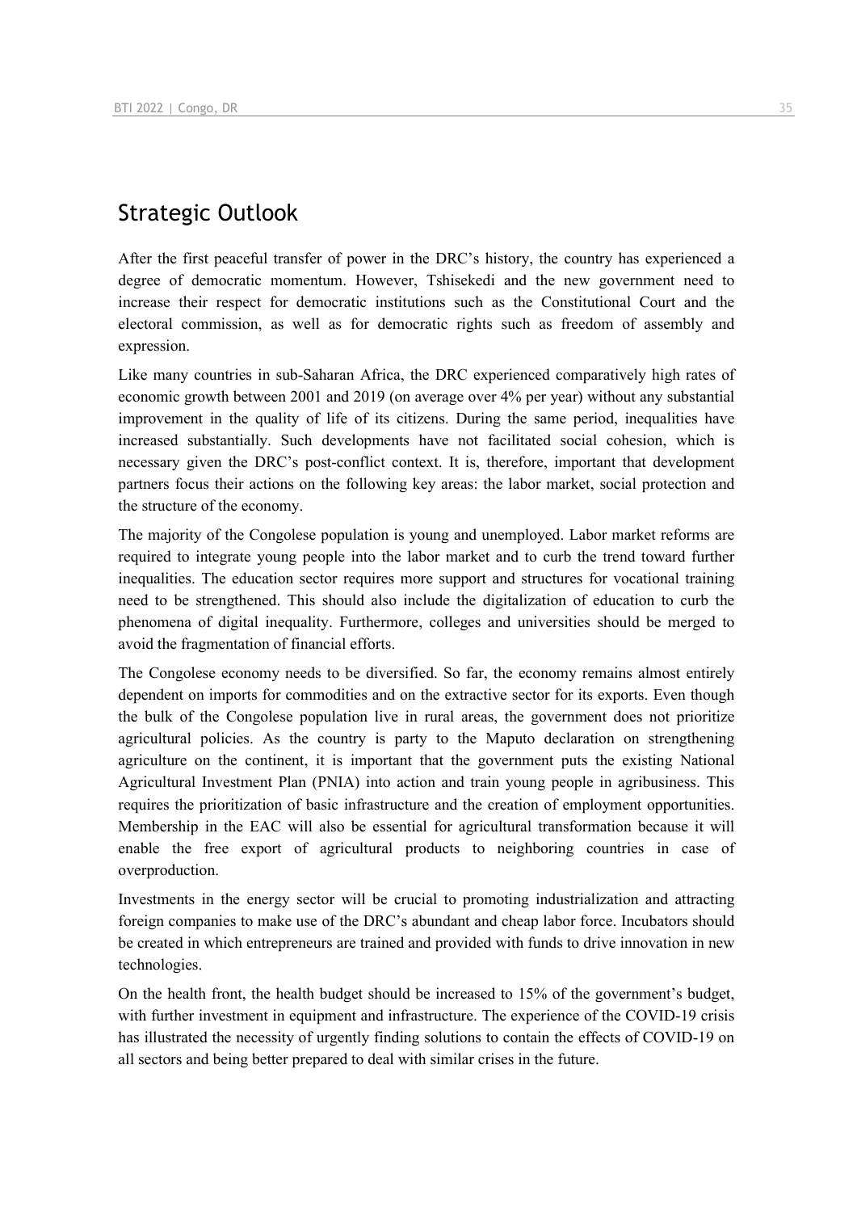## Strategic Outlook

After the first peaceful transfer of power in the DRC's history, the country has experienced a degree of democratic momentum. However, Tshisekedi and the new government need to increase their respect for democratic institutions such as the Constitutional Court and the electoral commission, as well as for democratic rights such as freedom of assembly and expression.

Like many countries in sub-Saharan Africa, the DRC experienced comparatively high rates of economic growth between 2001 and 2019 (on average over 4% per year) without any substantial improvement in the quality of life of its citizens. During the same period, inequalities have increased substantially. Such developments have not facilitated social cohesion, which is necessary given the DRC's post-conflict context. It is, therefore, important that development partners focus their actions on the following key areas: the labor market, social protection and the structure of the economy.

The majority of the Congolese population is young and unemployed. Labor market reforms are required to integrate young people into the labor market and to curb the trend toward further inequalities. The education sector requires more support and structures for vocational training need to be strengthened. This should also include the digitalization of education to curb the phenomena of digital inequality. Furthermore, colleges and universities should be merged to avoid the fragmentation of financial efforts.

The Congolese economy needs to be diversified. So far, the economy remains almost entirely dependent on imports for commodities and on the extractive sector for its exports. Even though the bulk of the Congolese population live in rural areas, the government does not prioritize agricultural policies. As the country is party to the Maputo declaration on strengthening agriculture on the continent, it is important that the government puts the existing National Agricultural Investment Plan (PNIA) into action and train young people in agribusiness. This requires the prioritization of basic infrastructure and the creation of employment opportunities. Membership in the EAC will also be essential for agricultural transformation because it will enable the free export of agricultural products to neighboring countries in case of overproduction.

Investments in the energy sector will be crucial to promoting industrialization and attracting foreign companies to make use of the DRC's abundant and cheap labor force. Incubators should be created in which entrepreneurs are trained and provided with funds to drive innovation in new technologies.

On the health front, the health budget should be increased to 15% of the government's budget, with further investment in equipment and infrastructure. The experience of the COVID-19 crisis has illustrated the necessity of urgently finding solutions to contain the effects of COVID-19 on all sectors and being better prepared to deal with similar crises in the future.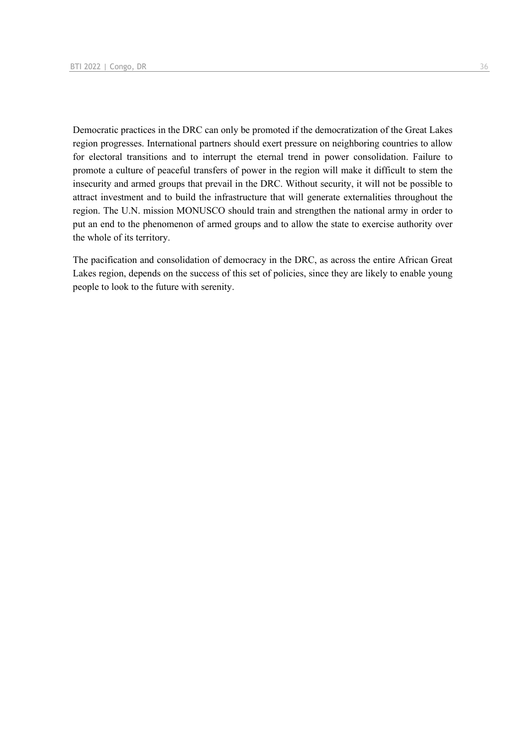Democratic practices in the DRC can only be promoted if the democratization of the Great Lakes region progresses. International partners should exert pressure on neighboring countries to allow for electoral transitions and to interrupt the eternal trend in power consolidation. Failure to promote a culture of peaceful transfers of power in the region will make it difficult to stem the insecurity and armed groups that prevail in the DRC. Without security, it will not be possible to attract investment and to build the infrastructure that will generate externalities throughout the region. The U.N. mission MONUSCO should train and strengthen the national army in order to put an end to the phenomenon of armed groups and to allow the state to exercise authority over the whole of its territory.

The pacification and consolidation of democracy in the DRC, as across the entire African Great Lakes region, depends on the success of this set of policies, since they are likely to enable young people to look to the future with serenity.